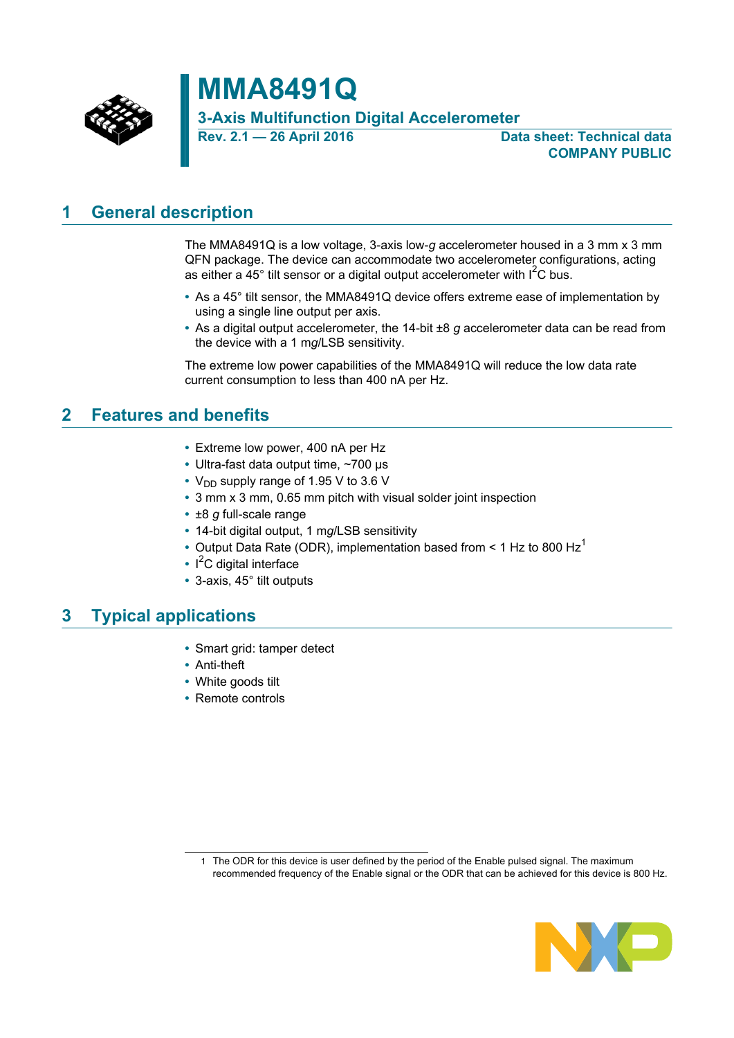# MMA8491Q

**3-Axis Multifunction Digital Accelerometer**

**Rev. 2.1 — 26 April 2016**

**Data sheet: Technical data**
**COMPANY PUBLIC**

## 1 General description

The MMA8491Q is a low voltage, 3-axis low-*g* accelerometer housed in a 3 mm x 3 mm QFN package. The device can accommodate two accelerometer configurations, acting as either a 45° tilt sensor or a digital output accelerometer with $I^2C$ bus.

- As a 45° tilt sensor, the MMA8491Q device offers extreme ease of implementation by using a single line output per axis.
- As a digital output accelerometer, the 14-bit ±8 *g* accelerometer data can be read from the device with a 1 m*g*/LSB sensitivity.

The extreme low power capabilities of the MMA8491Q will reduce the low data rate current consumption to less than 400 nA per Hz.

## 2 Features and benefits

- Extreme low power, 400 nA per Hz
- Ultra-fast data output time, ~700 µs
- $V_{DD}$ supply range of 1.95 V to 3.6 V
- 3 mm x 3 mm, 0.65 mm pitch with visual solder joint inspection
- ±8 *g* full-scale range
- 14-bit digital output, 1 m*g*/LSB sensitivity
- Output Data Rate (ODR), implementation based from < 1 Hz to 800 Hz[1]
- $I^2C$ digital interface
- 3-axis, 45° tilt outputs

## 3 Typical applications

- Smart grid: tamper detect
- Anti-theft
- White goods tilt
- Remote controls

1 The ODR for this device is user defined by the period of the Enable pulsed signal. The maximum recommended frequency of the Enable signal or the ODR that can be achieved for this device is 800 Hz.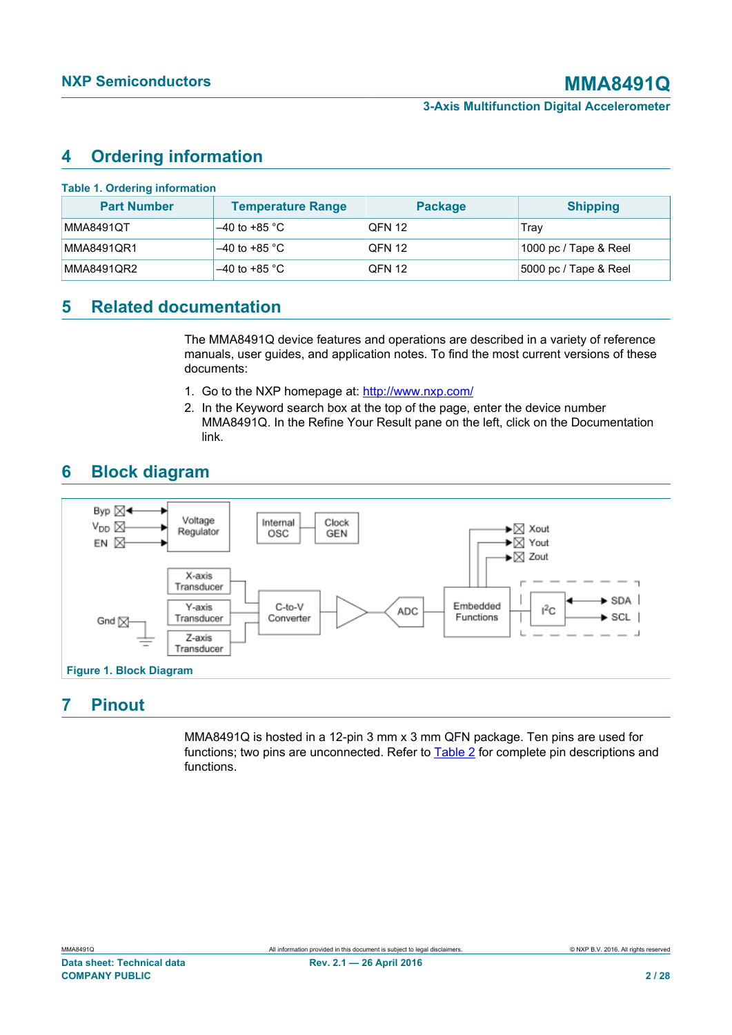## 4 Ordering information

**Table 1. Ordering information**

| Part Number | Temperature Range | Package | Shipping |
|---|---|---|---|
| MMA8491QT | –40 to +85 °C | QFN 12 | Tray |
| MMA8491QR1 | –40 to +85 °C | QFN 12 | 1000 pc / Tape & Reel |
| MMA8491QR2 | –40 to +85 °C | QFN 12 | 5000 pc / Tape & Reel |

## 5 Related documentation

The MMA8491Q device features and operations are described in a variety of reference manuals, user guides, and application notes. To find the most current versions of these documents:

1. Go to the NXP homepage at: http://www.nxp.com/
2. In the Keyword search box at the top of the page, enter the device number MMA8491Q. In the Refine Your Result pane on the left, click on the Documentation link.

## 6 Block diagram

**Figure 1. Block Diagram**

## 7 Pinout

MMA8491Q is hosted in a 12-pin 3 mm x 3 mm QFN package. Ten pins are used for functions; two pins are unconnected. Refer to Table 2 for complete pin descriptions and functions.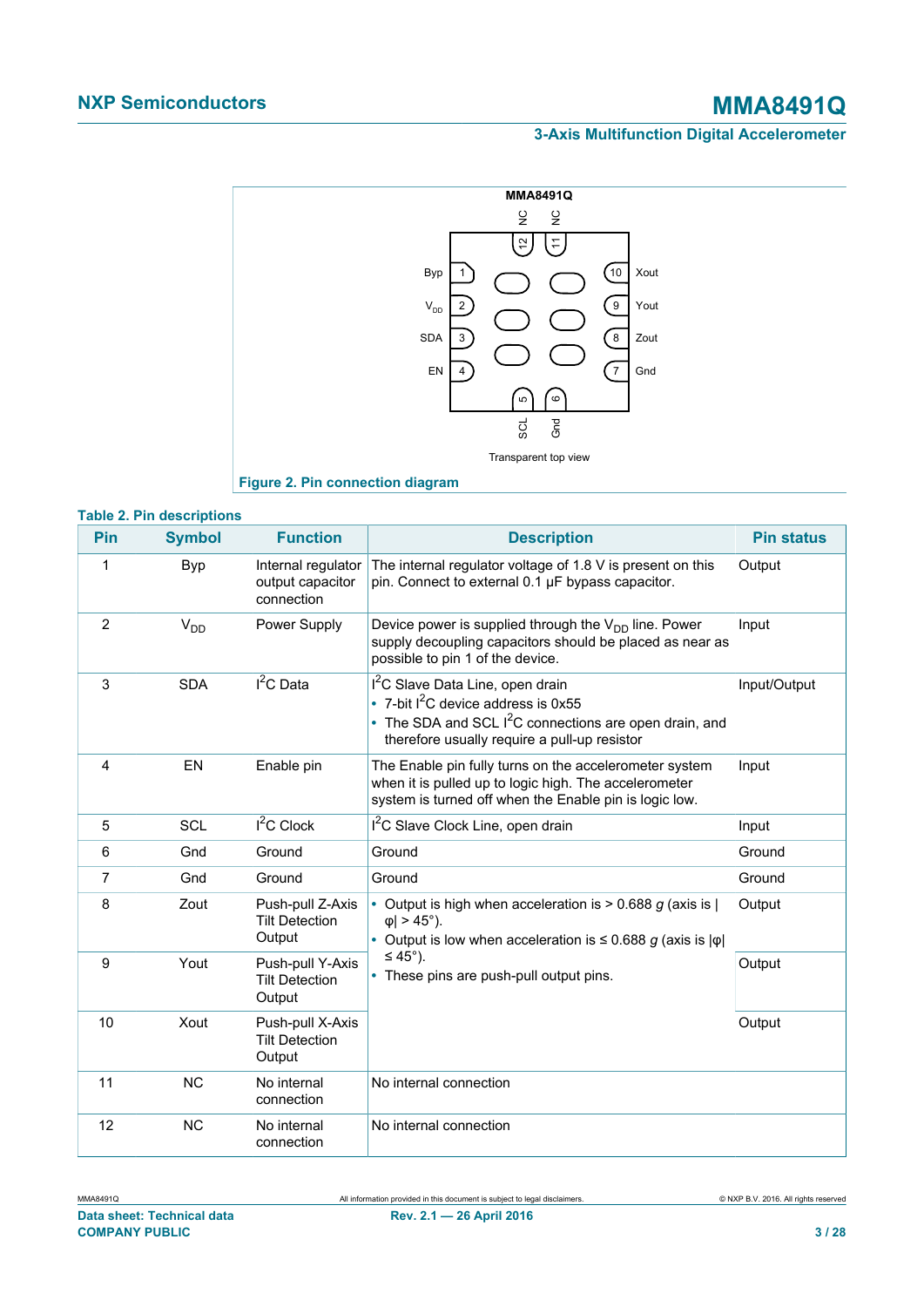MMA8491Q

Byp 1 · $V_{DD}$ 2 · SDA 3 · EN 4 · SCL 5 · Gnd 6 · Gnd 7 · Zout 8 · Yout 9 · Xout 10 · NC 11 · NC 12

Transparent top view

**Figure 2. Pin connection diagram**

**Table 2. Pin descriptions**

| Pin | Symbol | Function | Description | Pin status |
|---|---|---|---|---|
| 1 | Byp | Internal regulator output capacitor connection | The internal regulator voltage of 1.8 V is present on this pin. Connect to external 0.1 μF bypass capacitor. | Output |
| 2 | $V_{DD}$ | Power Supply | Device power is supplied through the $V_{DD}$ line. Power supply decoupling capacitors should be placed as near as possible to pin 1 of the device. | Input |
| 3 | SDA | $I^2C$ Data | $I^2C$ Slave Data Line, open drain<br>• 7-bit $I^2C$ device address is 0x55<br>• The SDA and SCL $I^2C$ connections are open drain, and therefore usually require a pull-up resistor | Input/Output |
| 4 | EN | Enable pin | The Enable pin fully turns on the accelerometer system when it is pulled up to logic high. The accelerometer system is turned off when the Enable pin is logic low. | Input |
| 5 | SCL | $I^2C$ Clock | $I^2C$ Slave Clock Line, open drain | Input |
| 6 | Gnd | Ground | Ground | Ground |
| 7 | Gnd | Ground | Ground | Ground |
| 8 | Zout | Push-pull Z-Axis Tilt Detection Output | • Output is high when acceleration is > 0.688 *g* (axis is \|φ\| > 45°).<br>• Output is low when acceleration is ≤ 0.688 *g* (axis is \|φ\| ≤ 45°).<br>• These pins are push-pull output pins. | Output |
| 9 | Yout | Push-pull Y-Axis Tilt Detection Output | | Output |
| 10 | Xout | Push-pull X-Axis Tilt Detection Output | | Output |
| 11 | NC | No internal connection | No internal connection | |
| 12 | NC | No internal connection | No internal connection | |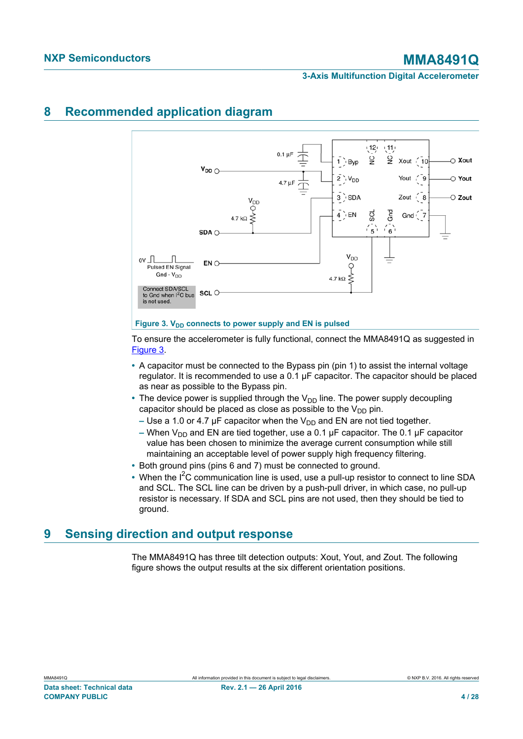## 8 Recommended application diagram

Figure 3. $V_{DD}$ connects to power supply and EN is pulsed

To ensure the accelerometer is fully functional, connect the MMA8491Q as suggested in Figure 3.

- A capacitor must be connected to the Bypass pin (pin 1) to assist the internal voltage regulator. It is recommended to use a 0.1 µF capacitor. The capacitor should be placed as near as possible to the Bypass pin.
- The device power is supplied through the $V_{DD}$ line. The power supply decoupling capacitor should be placed as close as possible to the $V_{DD}$ pin.
  - Use a 1.0 or 4.7 µF capacitor when the $V_{DD}$ and EN are not tied together.
  - When $V_{DD}$ and EN are tied together, use a 0.1 µF capacitor. The 0.1 µF capacitor value has been chosen to minimize the average current consumption while still maintaining an acceptable level of power supply high frequency filtering.
- Both ground pins (pins 6 and 7) must be connected to ground.
- When the $I^2C$ communication line is used, use a pull-up resistor to connect to line SDA and SCL. The SCL line can be driven by a push-pull driver, in which case, no pull-up resistor is necessary. If SDA and SCL pins are not used, then they should be tied to ground.

## 9 Sensing direction and output response

The MMA8491Q has three tilt detection outputs: Xout, Yout, and Zout. The following figure shows the output results at the six different orientation positions.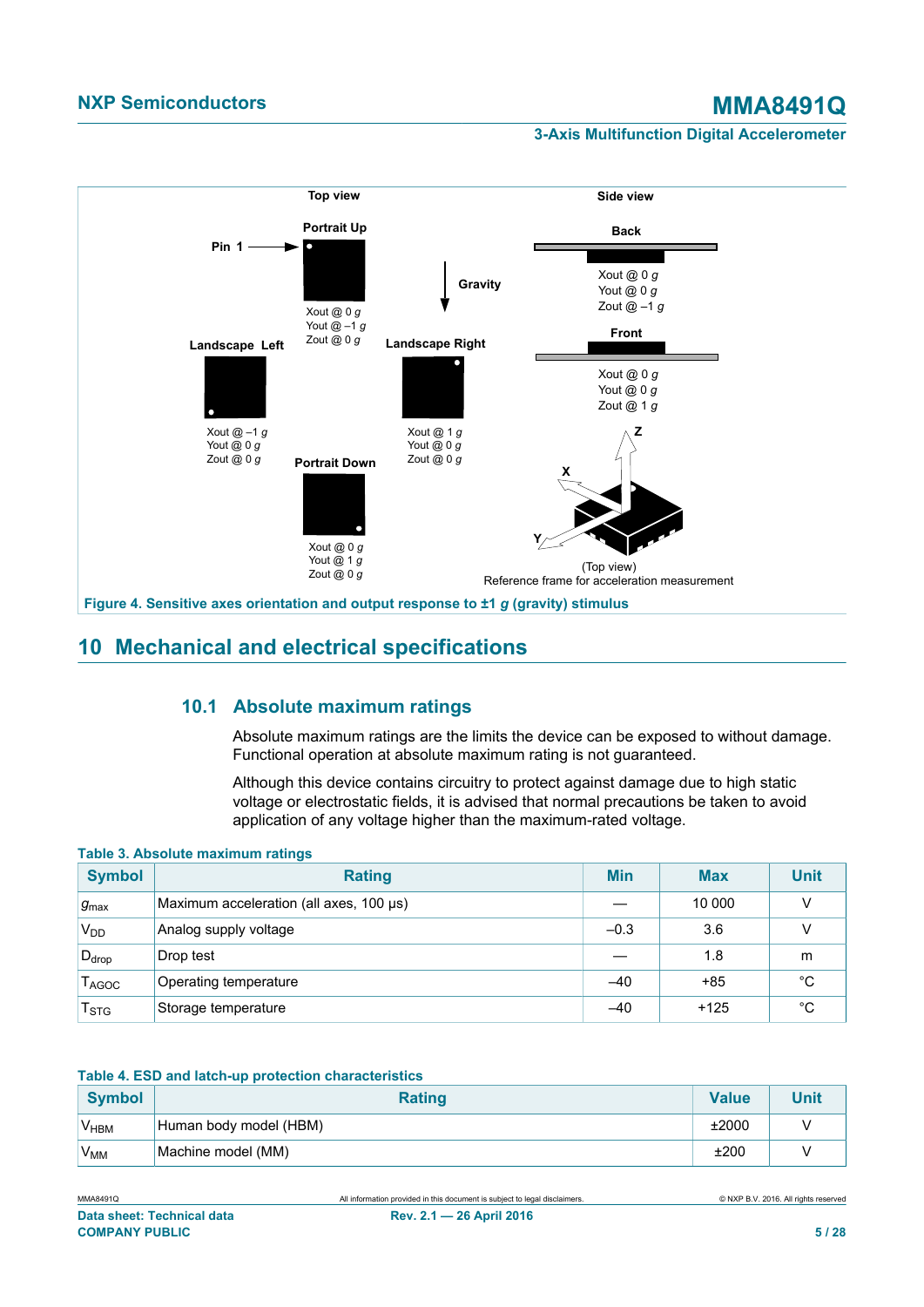Figure 4. Sensitive axes orientation and output response to ±1 *g* (gravity) stimulus

## 10 Mechanical and electrical specifications

### 10.1 Absolute maximum ratings

Absolute maximum ratings are the limits the device can be exposed to without damage. Functional operation at absolute maximum rating is not guaranteed.

Although this device contains circuitry to protect against damage due to high static voltage or electrostatic fields, it is advised that normal precautions be taken to avoid application of any voltage higher than the maximum-rated voltage.

**Table 3. Absolute maximum ratings**

| Symbol | Rating | Min | Max | Unit |
|---|---|---|---|---|
| $g_{max}$ | Maximum acceleration (all axes, 100 μs) | — | 10 000 | V |
| $V_{DD}$ | Analog supply voltage | –0.3 | 3.6 | V |
| $D_{drop}$ | Drop test | — | 1.8 | m |
| $T_{AGOC}$ | Operating temperature | –40 | +85 | °C |
| $T_{STG}$ | Storage temperature | –40 | +125 | °C |

**Table 4. ESD and latch-up protection characteristics**

| Symbol | Rating | Value | Unit |
|---|---|---|---|
| $V_{HBM}$ | Human body model (HBM) | ±2000 | V |
| $V_{MM}$ | Machine model (MM) | ±200 | V |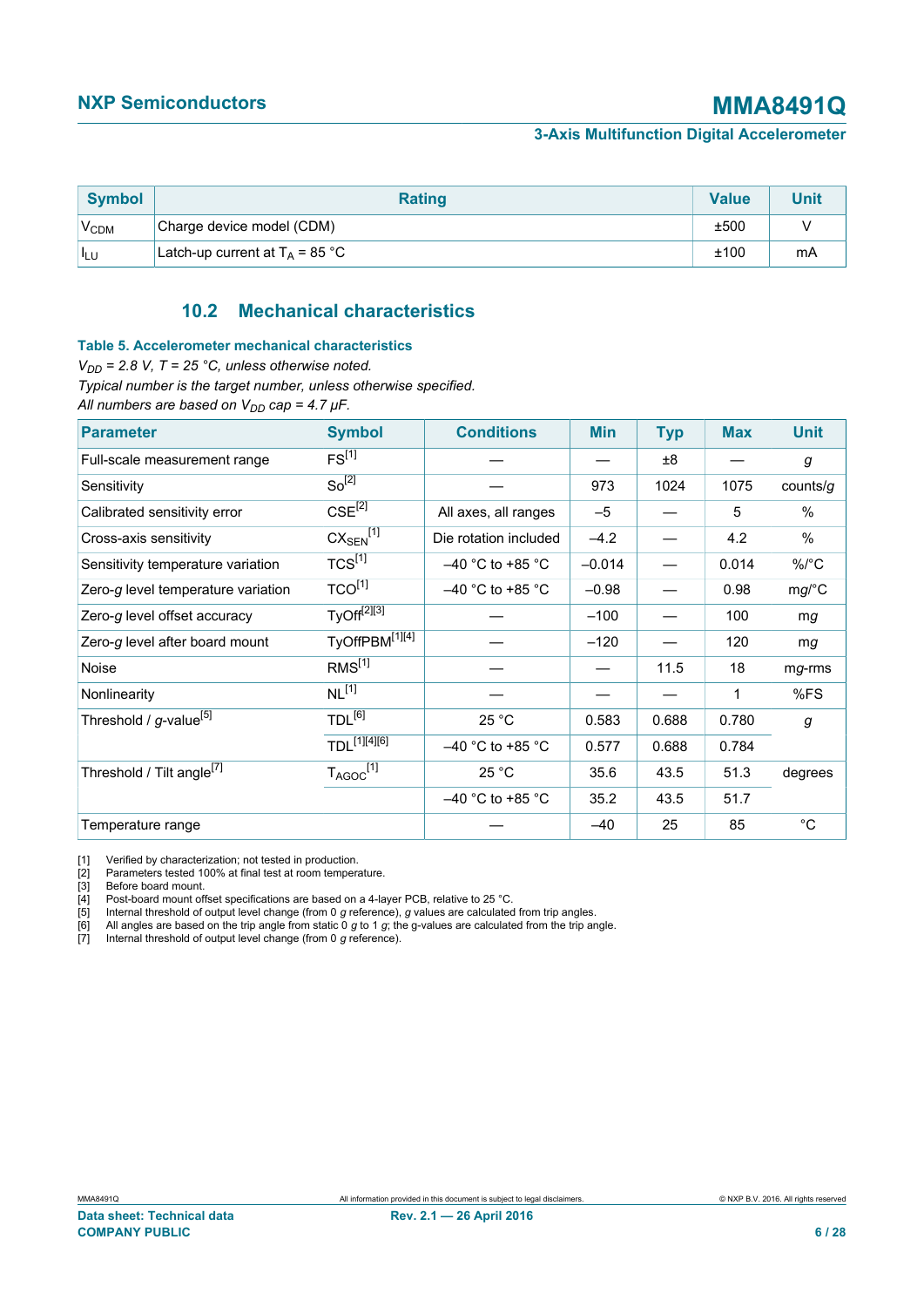| Symbol | Rating | Value | Unit |
|---|---|---|---|
| $V_{CDM}$ | Charge device model (CDM) | ±500 | V |
| $I_{LU}$ | Latch-up current at $T_A$ = 85 °C | ±100 | mA |

## 10.2 Mechanical characteristics

**Table 5. Accelerometer mechanical characteristics**

*$V_{DD}$ = 2.8 V, T = 25 °C, unless otherwise noted.*

*Typical number is the target number, unless otherwise specified.*

*All numbers are based on $V_{DD}$ cap = 4.7 µF.*

| Parameter | Symbol | Conditions | Min | Typ | Max | Unit |
|---|---|---|---|---|---|---|
| Full-scale measurement range | FS[1] | — | — | ±8 | — | *g* |
| Sensitivity | So[2] | — | 973 | 1024 | 1075 | counts/*g* |
| Calibrated sensitivity error | CSE[2] | All axes, all ranges | –5 | — | 5 | % |
| Cross-axis sensitivity | $CX_{SEN}$[1] | Die rotation included | –4.2 | — | 4.2 | % |
| Sensitivity temperature variation | TCS[1] | –40 °C to +85 °C | –0.014 | — | 0.014 | %/°C |
| Zero-*g* level temperature variation | TCO[1] | –40 °C to +85 °C | –0.98 | — | 0.98 | m*g*/°C |
| Zero-*g* level offset accuracy | TyOff[2][3] | — | –100 | — | 100 | m*g* |
| Zero-*g* level after board mount | TyOffPBM[1][4] | — | –120 | — | 120 | m*g* |
| Noise | RMS[1] | — | — | 11.5 | 18 | m*g*-rms |
| Nonlinearity | NL[1] | — | — | — | 1 | %FS |
| Threshold / *g*-value[5] | TDL[6] | 25 °C | 0.583 | 0.688 | 0.780 | *g* |
| | TDL[1][4][6] | –40 °C to +85 °C | 0.577 | 0.688 | 0.784 | |
| Threshold / Tilt angle[7] | $T_{AGOC}$[1] | 25 °C | 35.6 | 43.5 | 51.3 | degrees |
| | | –40 °C to +85 °C | 35.2 | 43.5 | 51.7 | |
| Temperature range | | — | –40 | 25 | 85 | °C |

[1] Verified by characterization; not tested in production.
[2] Parameters tested 100% at final test at room temperature.
[3] Before board mount.
[4] Post-board mount offset specifications are based on a 4-layer PCB, relative to 25 °C.
[5] Internal threshold of output level change (from 0 *g* reference), *g* values are calculated from trip angles.
[6] All angles are based on the trip angle from static 0 *g* to 1 *g*; the g-values are calculated from the trip angle.
[7] Internal threshold of output level change (from 0 *g* reference).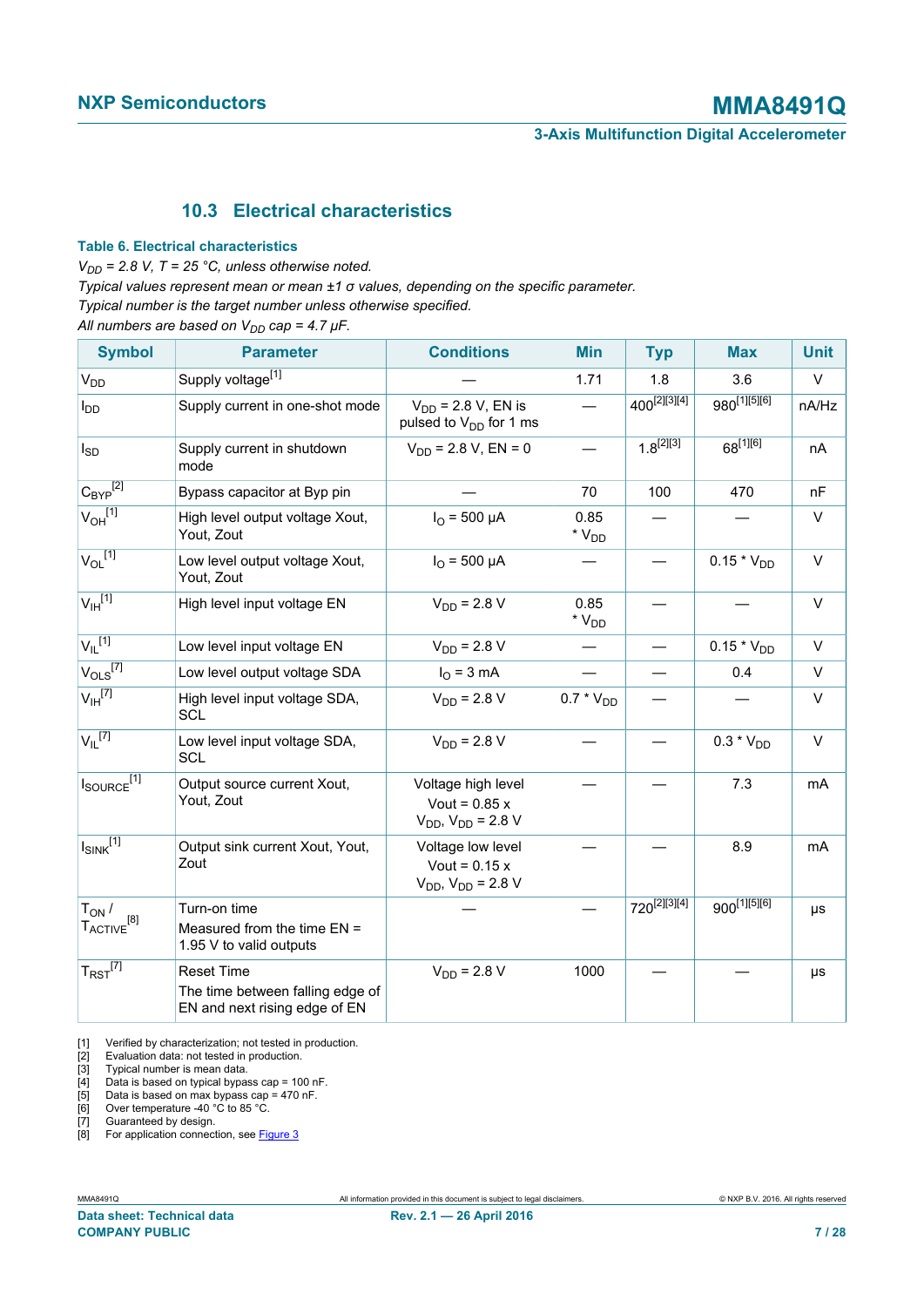## 10.3 Electrical characteristics

**Table 6. Electrical characteristics**

*$V_{DD}$ = 2.8 V, T = 25 °C, unless otherwise noted.*
*Typical values represent mean or mean ±1 σ values, depending on the specific parameter.*
*Typical number is the target number unless otherwise specified.*
*All numbers are based on $V_{DD}$ cap = 4.7 μF.*

| Symbol | Parameter | Conditions | Min | Typ | Max | Unit |
|---|---|---|---|---|---|---|
| $V_{DD}$ | Supply voltage[1] | — | 1.71 | 1.8 | 3.6 | V |
| $I_{DD}$ | Supply current in one-shot mode | $V_{DD}$ = 2.8 V, EN is pulsed to $V_{DD}$ for 1 ms | — | 400[2][3][4] | 980[1][5][6] | nA/Hz |
| $I_{SD}$ | Supply current in shutdown mode | $V_{DD}$ = 2.8 V, EN = 0 | — | 1.8[2][3] | 68[1][6] | nA |
| $C_{BYP}$[2] | Bypass capacitor at Byp pin | — | 70 | 100 | 470 | nF |
| $V_{OH}$[1] | High level output voltage Xout, Yout, Zout | $I_O$ = 500 μA | 0.85 * $V_{DD}$ | — | — | V |
| $V_{OL}$[1] | Low level output voltage Xout, Yout, Zout | $I_O$ = 500 μA | — | — | 0.15 * $V_{DD}$ | V |
| $V_{IH}$[1] | High level input voltage EN | $V_{DD}$ = 2.8 V | 0.85 * $V_{DD}$ | — | — | V |
| $V_{IL}$[1] | Low level input voltage EN | $V_{DD}$ = 2.8 V | — | — | 0.15 * $V_{DD}$ | V |
| $V_{OLS}$[7] | Low level output voltage SDA | $I_O$ = 3 mA | — | — | 0.4 | V |
| $V_{IH}$[7] | High level input voltage SDA, SCL | $V_{DD}$ = 2.8 V | 0.7 * $V_{DD}$ | — | — | V |
| $V_{IL}$[7] | Low level input voltage SDA, SCL | $V_{DD}$ = 2.8 V | — | — | 0.3 * $V_{DD}$ | V |
| $I_{SOURCE}$[1] | Output source current Xout, Yout, Zout | Voltage high level Vout = 0.85 x $V_{DD}$, $V_{DD}$ = 2.8 V | — | — | 7.3 | mA |
| $I_{SINK}$[1] | Output sink current Xout, Yout, Zout | Voltage low level Vout = 0.15 x $V_{DD}$, $V_{DD}$ = 2.8 V | — | — | 8.9 | mA |
| $T_{ON}$ / $T_{ACTIVE}$[8] | Turn-on time<br>Measured from the time EN = 1.95 V to valid outputs | — | — | 720[2][3][4] | 900[1][5][6] | μs |
| $T_{RST}$[7] | Reset Time<br>The time between falling edge of EN and next rising edge of EN | $V_{DD}$ = 2.8 V | 1000 | — | — | μs |

[1] Verified by characterization; not tested in production.
[2] Evaluation data: not tested in production.
[3] Typical number is mean data.
[4] Data is based on typical bypass cap = 100 nF.
[5] Data is based on max bypass cap = 470 nF.
[6] Over temperature -40 °C to 85 °C.
[7] Guaranteed by design.
[8] For application connection, see Figure 3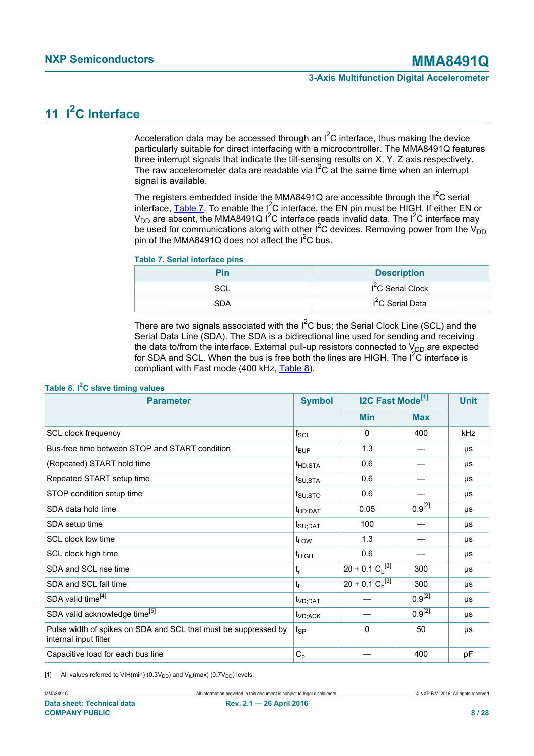# 11 I²C Interface

Acceleration data may be accessed through an I²C interface, thus making the device particularly suitable for direct interfacing with a microcontroller. The MMA8491Q features three interrupt signals that indicate the tilt-sensing results on X, Y, Z axis respectively. The raw accelerometer data are readable via I²C at the same time when an interrupt signal is available.

The registers embedded inside the MMA8491Q are accessible through the I²C serial interface, Table 7. To enable the I²C interface, the EN pin must be HIGH. If either EN or $V_{DD}$ are absent, the MMA8491Q I²C interface reads invalid data. The I²C interface may be used for communications along with other I²C devices. Removing power from the $V_{DD}$ pin of the MMA8491Q does not affect the I²C bus.

**Table 7. Serial interface pins**

| Pin | Description |
|---|---|
| SCL | I²C Serial Clock |
| SDA | I²C Serial Data |

There are two signals associated with the I²C bus; the Serial Clock Line (SCL) and the Serial Data Line (SDA). The SDA is a bidirectional line used for sending and receiving the data to/from the interface. External pull-up resistors connected to $V_{DD}$ are expected for SDA and SCL. When the bus is free both the lines are HIGH. The I²C interface is compliant with Fast mode (400 kHz, Table 8).

**Table 8. I²C slave timing values**

| Parameter | Symbol | I2C Fast Mode[1] | | Unit |
|---|---|---|---|---|
| | | Min | Max | |
| SCL clock frequency | $f_{SCL}$ | 0 | 400 | kHz |
| Bus-free time between STOP and START condition | $t_{BUF}$ | 1.3 | — | μs |
| (Repeated) START hold time | $t_{HD;STA}$ | 0.6 | — | μs |
| Repeated START setup time | $t_{SU;STA}$ | 0.6 | — | μs |
| STOP condition setup time | $t_{SU;STO}$ | 0.6 | — | μs |
| SDA data hold time | $t_{HD;DAT}$ | 0.05 | 0.9[2] | μs |
| SDA setup time | $t_{SU;DAT}$ | 100 | — | μs |
| SCL clock low time | $t_{LOW}$ | 1.3 | — | μs |
| SCL clock high time | $t_{HIGH}$ | 0.6 | — | μs |
| SDA and SCL rise time | $t_r$ | $20 + 0.1\ C_b$[3] | 300 | μs |
| SDA and SCL fall time | $t_f$ | $20 + 0.1\ C_b$[3] | 300 | μs |
| SDA valid time[4] | $t_{VD;DAT}$ | — | 0.9[2] | μs |
| SDA valid acknowledge time[5] | $t_{VD;ACK}$ | — | 0.9[2] | μs |
| Pulse width of spikes on SDA and SCL that must be suppressed by internal input filter | $t_{SP}$ | 0 | 50 | μs |
| Capacitive load for each bus line | $C_b$ | — | 400 | pF |

[1] All values referred to VIH(min) ($0.3V_{DD}$) and $V_{IL}$(max) ($0.7V_{DD}$) levels.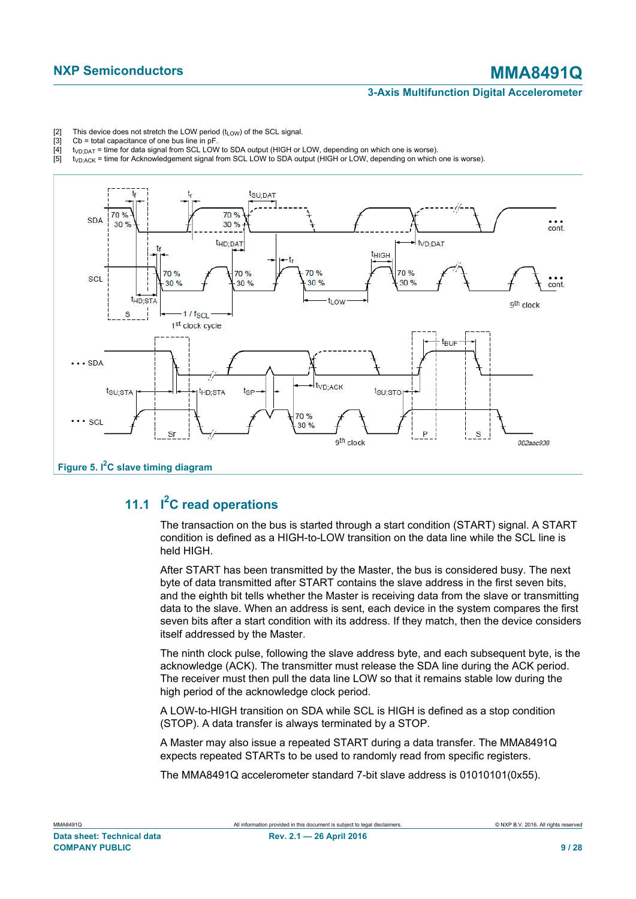[2] This device does not stretch the LOW period ($t_{LOW}$) of the SCL signal.
[3] Cb = total capacitance of one bus line in pF.
[4] $t_{VD;DAT}$ = time for data signal from SCL LOW to SDA output (HIGH or LOW, depending on which one is worse).
[5] $t_{VD;ACK}$ = time for Acknowledgement signal from SCL LOW to SDA output (HIGH or LOW, depending on which one is worse).

**Figure 5. I²C slave timing diagram**

## 11.1 I²C read operations

The transaction on the bus is started through a start condition (START) signal. A START condition is defined as a HIGH-to-LOW transition on the data line while the SCL line is held HIGH.

After START has been transmitted by the Master, the bus is considered busy. The next byte of data transmitted after START contains the slave address in the first seven bits, and the eighth bit tells whether the Master is receiving data from the slave or transmitting data to the slave. When an address is sent, each device in the system compares the first seven bits after a start condition with its address. If they match, then the device considers itself addressed by the Master.

The ninth clock pulse, following the slave address byte, and each subsequent byte, is the acknowledge (ACK). The transmitter must release the SDA line during the ACK period. The receiver must then pull the data line LOW so that it remains stable low during the high period of the acknowledge clock period.

A LOW-to-HIGH transition on SDA while SCL is HIGH is defined as a stop condition (STOP). A data transfer is always terminated by a STOP.

A Master may also issue a repeated START during a data transfer. The MMA8491Q expects repeated STARTs to be used to randomly read from specific registers.

The MMA8491Q accelerometer standard 7-bit slave address is 01010101(0x55).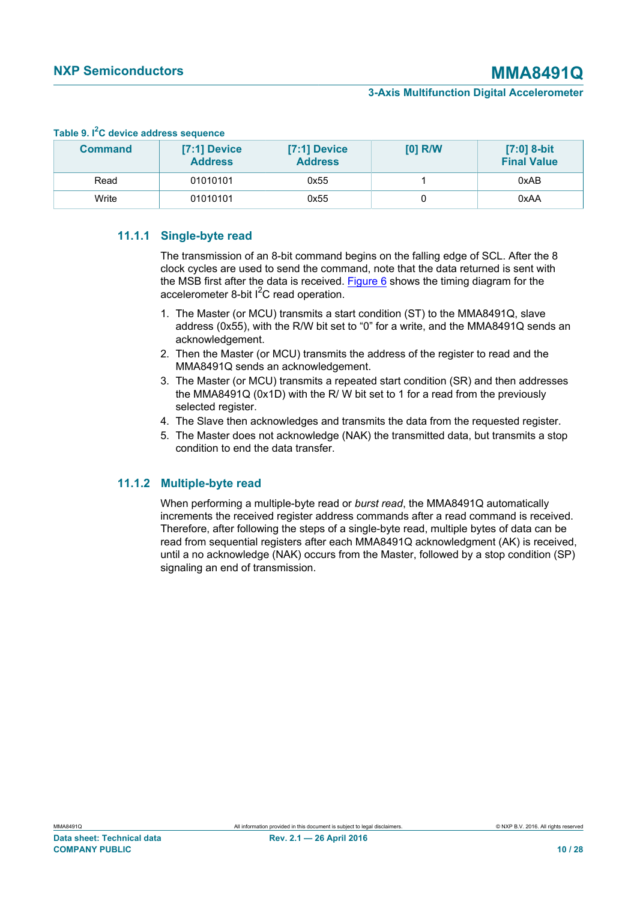**Table 9. I$^2$C device address sequence**

| Command | [7:1] Device Address | [7:1] Device Address | [0] R/W | [7:0] 8-bit Final Value |
|---|---|---|---|---|
| Read | 01010101 | 0x55 | 1 | 0xAB |
| Write | 01010101 | 0x55 | 0 | 0xAA |

### 11.1.1 Single-byte read

The transmission of an 8-bit command begins on the falling edge of SCL. After the 8 clock cycles are used to send the command, note that the data returned is sent with the MSB first after the data is received. Figure 6 shows the timing diagram for the accelerometer 8-bit I$^2$C read operation.

1. The Master (or MCU) transmits a start condition (ST) to the MMA8491Q, slave address (0x55), with the R/W bit set to "0" for a write, and the MMA8491Q sends an acknowledgement.
2. Then the Master (or MCU) transmits the address of the register to read and the MMA8491Q sends an acknowledgement.
3. The Master (or MCU) transmits a repeated start condition (SR) and then addresses the MMA8491Q (0x1D) with the R/ W bit set to 1 for a read from the previously selected register.
4. The Slave then acknowledges and transmits the data from the requested register.
5. The Master does not acknowledge (NAK) the transmitted data, but transmits a stop condition to end the data transfer.

### 11.1.2 Multiple-byte read

When performing a multiple-byte read or *burst read*, the MMA8491Q automatically increments the received register address commands after a read command is received. Therefore, after following the steps of a single-byte read, multiple bytes of data can be read from sequential registers after each MMA8491Q acknowledgment (AK) is received, until a no acknowledge (NAK) occurs from the Master, followed by a stop condition (SP) signaling an end of transmission.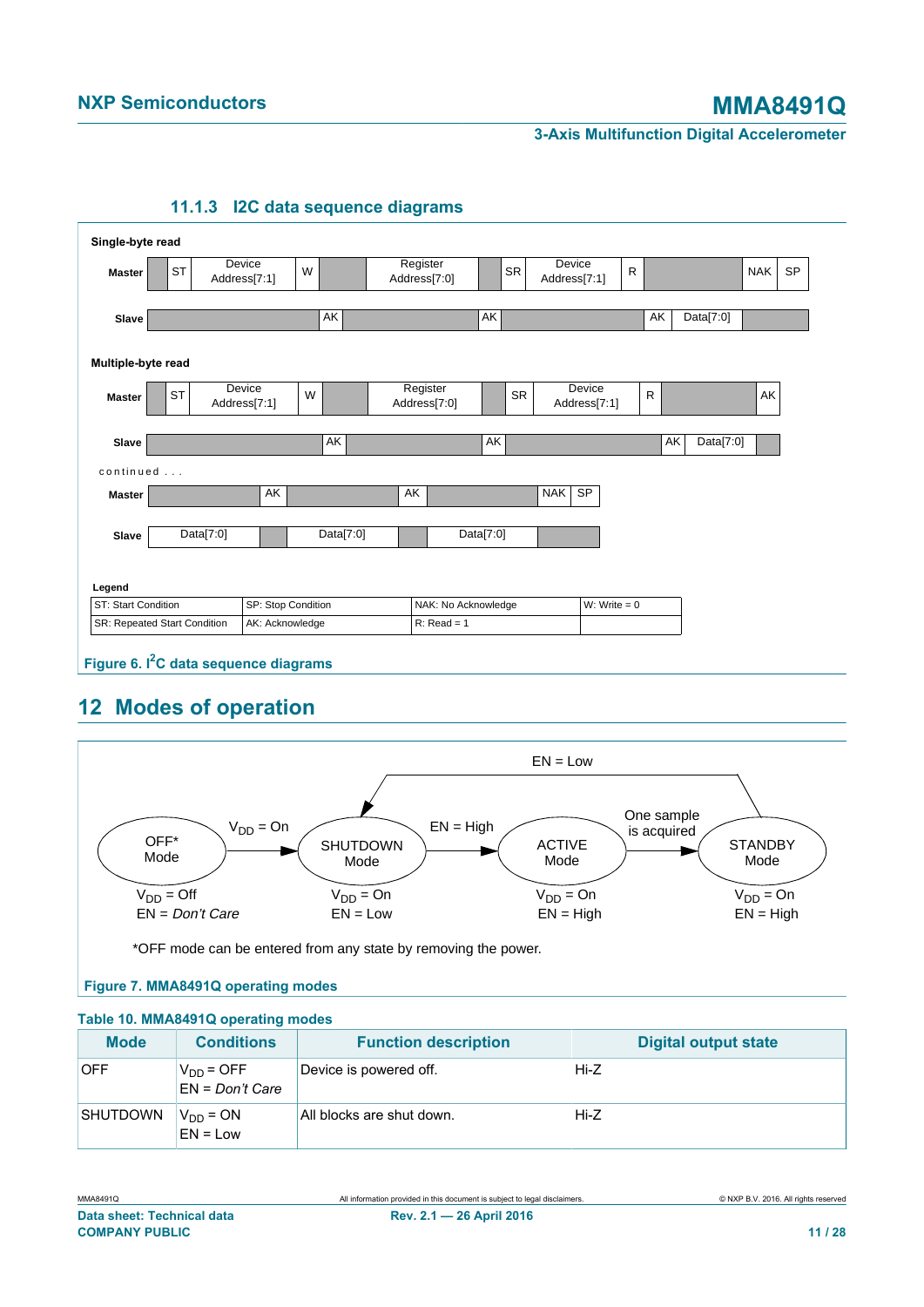### 11.1.3 I2C data sequence diagrams

**Single-byte read**

| | | | | | | | | | | | | |
|---|---|---|---|---|---|---|---|---|---|---|---|---|
| Master | ST | Device Address[7:1] | W | | Register Address[7:0] | | SR | Device Address[7:1] | R | | NAK | SP |
| Slave | | | | AK | | AK | | | | AK Data[7:0] | | |

**Multiple-byte read**

| | | | | | | | | | | | |
|---|---|---|---|---|---|---|---|---|---|---|---|
| Master | ST | Device Address[7:1] | W | | Register Address[7:0] | | SR | Device Address[7:1] | R | | AK |
| Slave | | | | AK | | AK | | | | AK Data[7:0] | |

continued . . .

| | | | | | | | |
|---|---|---|---|---|---|---|---|
| Master | | AK | | AK | | NAK | SP |
| Slave | Data[7:0] | | Data[7:0] | | Data[7:0] | | |

**Legend**

| | | | |
|---|---|---|---|
| ST: Start Condition | SP: Stop Condition | NAK: No Acknowledge | W: Write = 0 |
| SR: Repeated Start Condition | AK: Acknowledge | R: Read = 1 | |

Figure 6. I²C data sequence diagrams

## 12 Modes of operation

OFF* Mode ($V_{DD}$ = Off, EN = *Don't Care*) → $V_{DD}$ = On → SHUTDOWN Mode ($V_{DD}$ = On, EN = Low) → EN = High → ACTIVE Mode ($V_{DD}$ = On, EN = High) → One sample is acquired → STANDBY Mode ($V_{DD}$ = On, EN = High) → EN = Low → SHUTDOWN Mode

*OFF mode can be entered from any state by removing the power.

Figure 7. MMA8491Q operating modes

**Table 10. MMA8491Q operating modes**

| Mode | Conditions | Function description | Digital output state |
|---|---|---|---|
| OFF | $V_{DD}$ = OFF<br>EN = *Don't Care* | Device is powered off. | Hi-Z |
| SHUTDOWN | $V_{DD}$ = ON<br>EN = Low | All blocks are shut down. | Hi-Z |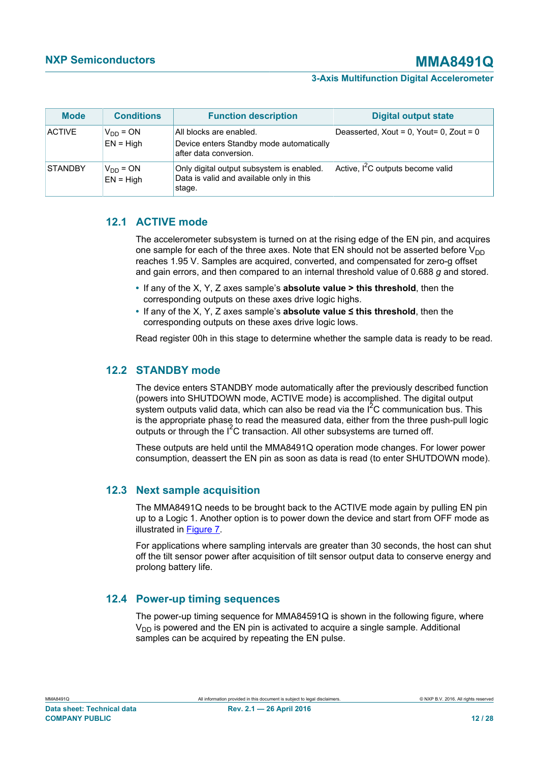| Mode | Conditions | Function description | Digital output state |
|---|---|---|---|
| ACTIVE | $V_{DD}$ = ON<br>EN = High | All blocks are enabled.<br>Device enters Standby mode automatically after data conversion. | Deasserted, Xout = 0, Yout= 0, Zout = 0 |
| STANDBY | $V_{DD}$ = ON<br>EN = High | Only digital output subsystem is enabled. Data is valid and available only in this stage. | Active, $I^2C$ outputs become valid |

## 12.1 ACTIVE mode

The accelerometer subsystem is turned on at the rising edge of the EN pin, and acquires one sample for each of the three axes. Note that EN should not be asserted before $V_{DD}$ reaches 1.95 V. Samples are acquired, converted, and compensated for zero-g offset and gain errors, and then compared to an internal threshold value of 0.688 *g* and stored.

- If any of the X, Y, Z axes sample's **absolute value > this threshold**, then the corresponding outputs on these axes drive logic highs.
- If any of the X, Y, Z axes sample's **absolute value ≤ this threshold**, then the corresponding outputs on these axes drive logic lows.

Read register 00h in this stage to determine whether the sample data is ready to be read.

## 12.2 STANDBY mode

The device enters STANDBY mode automatically after the previously described function (powers into SHUTDOWN mode, ACTIVE mode) is accomplished. The digital output system outputs valid data, which can also be read via the $I^2C$ communication bus. This is the appropriate phase to read the measured data, either from the three push-pull logic outputs or through the $I^2C$ transaction. All other subsystems are turned off.

These outputs are held until the MMA8491Q operation mode changes. For lower power consumption, deassert the EN pin as soon as data is read (to enter SHUTDOWN mode).

## 12.3 Next sample acquisition

The MMA8491Q needs to be brought back to the ACTIVE mode again by pulling EN pin up to a Logic 1. Another option is to power down the device and start from OFF mode as illustrated in Figure 7.

For applications where sampling intervals are greater than 30 seconds, the host can shut off the tilt sensor power after acquisition of tilt sensor output data to conserve energy and prolong battery life.

## 12.4 Power-up timing sequences

The power-up timing sequence for MMA84591Q is shown in the following figure, where $V_{DD}$ is powered and the EN pin is activated to acquire a single sample. Additional samples can be acquired by repeating the EN pulse.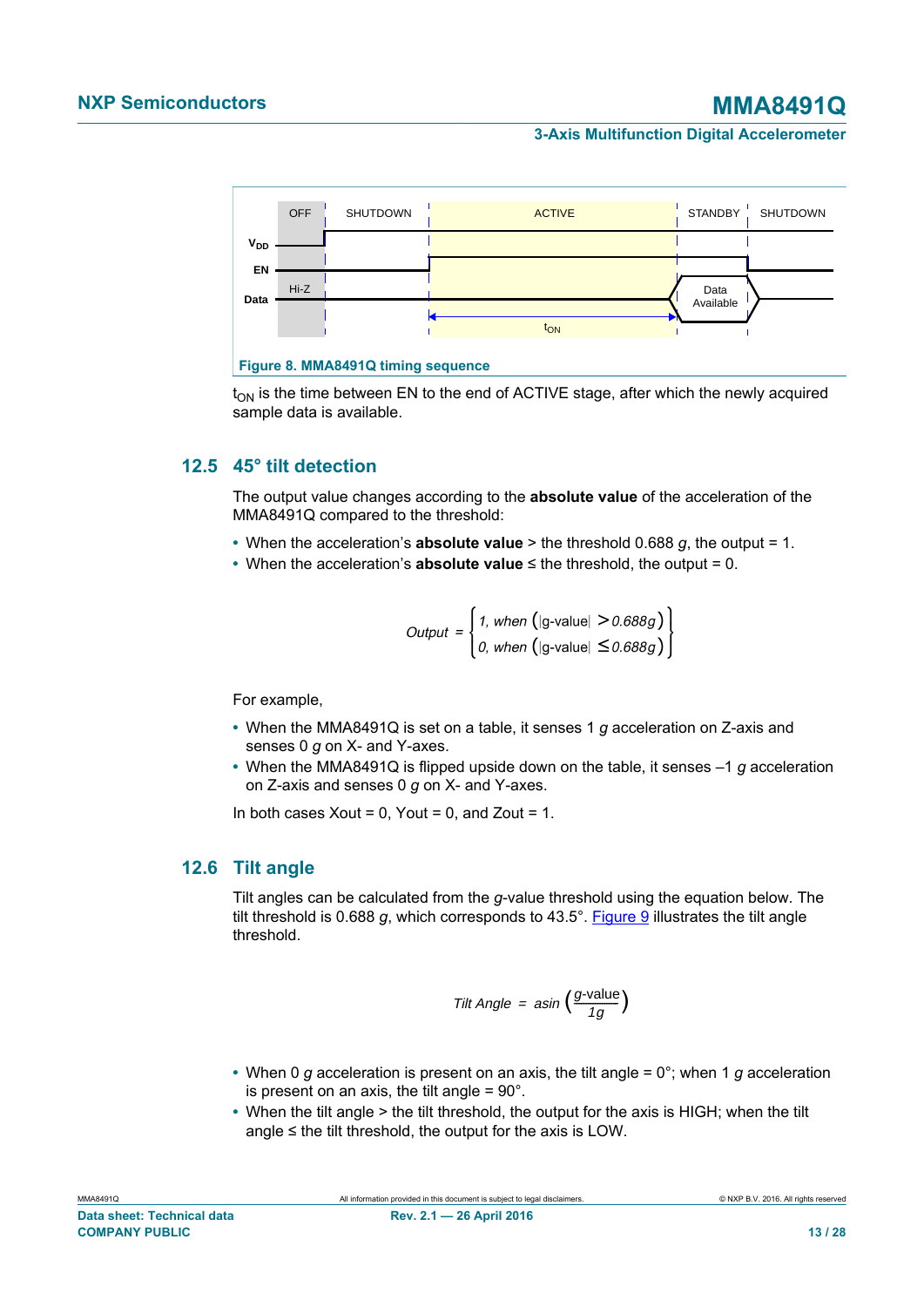Figure 8. MMA8491Q timing sequence

$t_{ON}$ is the time between EN to the end of ACTIVE stage, after which the newly acquired sample data is available.

### 12.5 45° tilt detection

The output value changes according to the **absolute value** of the acceleration of the MMA8491Q compared to the threshold:

- When the acceleration's **absolute value** > the threshold 0.688 *g*, the output = 1.
- When the acceleration's **absolute value** ≤ the threshold, the output = 0.

$$Output = \begin{cases} 1, \text{ when } \left(|\text{g-value}| > 0.688g\right) \\ 0, \text{ when } \left(|\text{g-value}| \leq 0.688g\right) \end{cases}$$

For example,

- When the MMA8491Q is set on a table, it senses 1 *g* acceleration on Z-axis and senses 0 *g* on X- and Y-axes.
- When the MMA8491Q is flipped upside down on the table, it senses –1 *g* acceleration on Z-axis and senses 0 *g* on X- and Y-axes.

In both cases Xout = 0, Yout = 0, and Zout = 1.

### 12.6 Tilt angle

Tilt angles can be calculated from the *g*-value threshold using the equation below. The tilt threshold is 0.688 *g*, which corresponds to 43.5°. Figure 9 illustrates the tilt angle threshold.

$$Tilt\ Angle = asin\left(\frac{g\text{-value}}{1g}\right)$$

- When 0 *g* acceleration is present on an axis, the tilt angle = 0°; when 1 *g* acceleration is present on an axis, the tilt angle = 90°.
- When the tilt angle > the tilt threshold, the output for the axis is HIGH; when the tilt angle ≤ the tilt threshold, the output for the axis is LOW.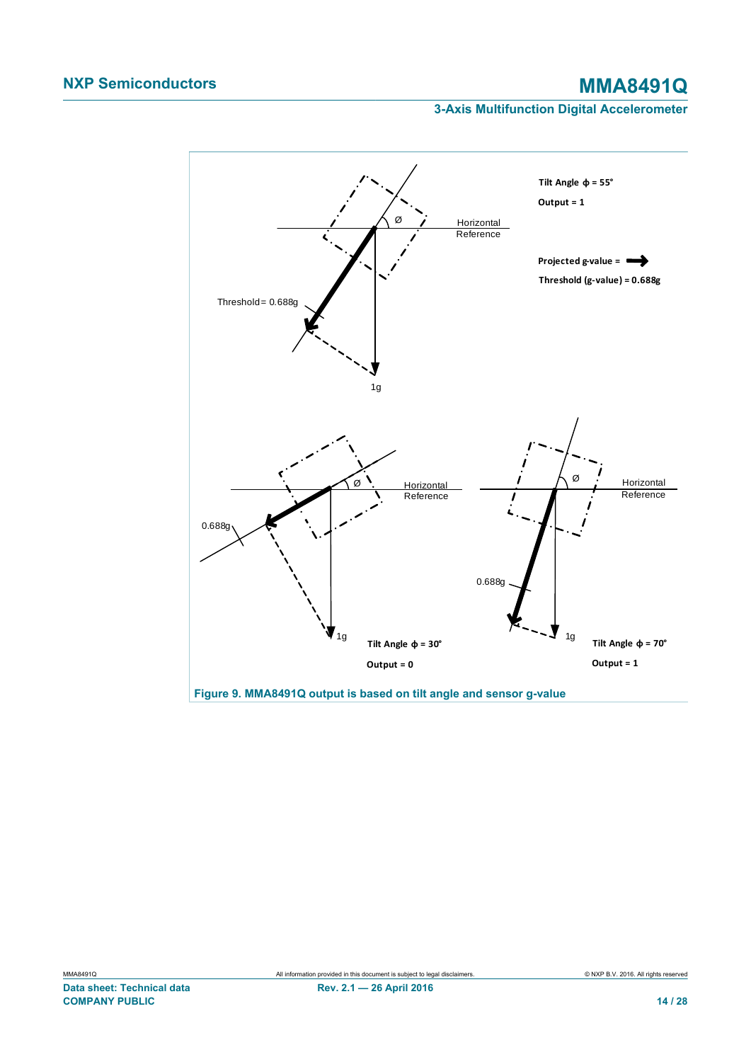Tilt Angle ϕ = 55°

Output = 1

Projected g-value = ➡

Threshold (g-value) = 0.688g

Threshold= 0.688g

1g

Horizontal Reference

Ø

0.688g

1g

Tilt Angle ϕ = 30°

Output = 0

0.688g

1g

Tilt Angle ϕ = 70°

Output = 1

**Figure 9. MMA8491Q output is based on tilt angle and sensor g-value**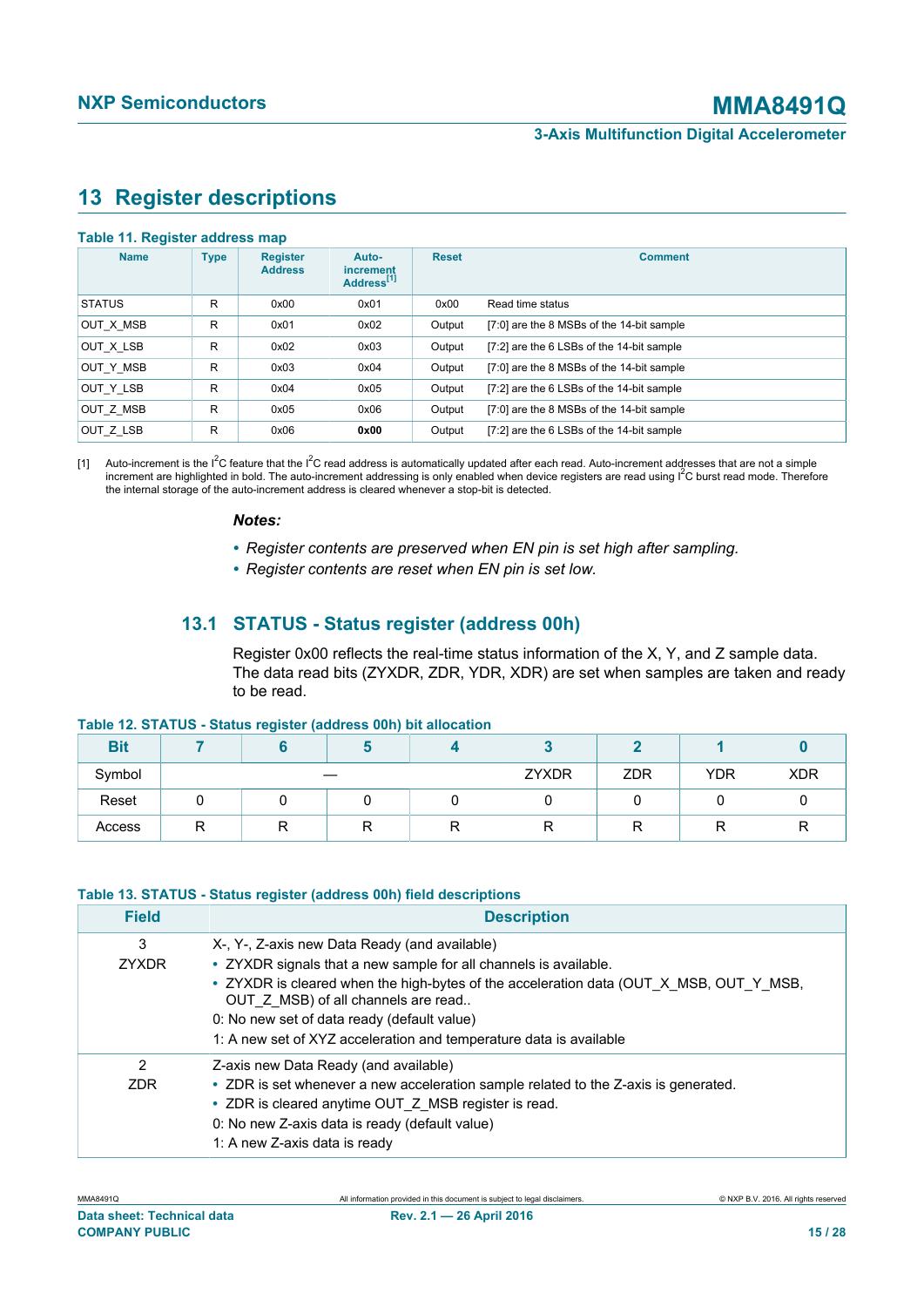## 13 Register descriptions

**Table 11. Register address map**

| Name | Type | Register Address | Auto-increment Address[1] | Reset | Comment |
|---|---|---|---|---|---|
| STATUS | R | 0x00 | 0x01 | 0x00 | Read time status |
| OUT_X_MSB | R | 0x01 | 0x02 | Output | [7:0] are the 8 MSBs of the 14-bit sample |
| OUT_X_LSB | R | 0x02 | 0x03 | Output | [7:2] are the 6 LSBs of the 14-bit sample |
| OUT_Y_MSB | R | 0x03 | 0x04 | Output | [7:0] are the 8 MSBs of the 14-bit sample |
| OUT_Y_LSB | R | 0x04 | 0x05 | Output | [7:2] are the 6 LSBs of the 14-bit sample |
| OUT_Z_MSB | R | 0x05 | 0x06 | Output | [7:0] are the 8 MSBs of the 14-bit sample |
| OUT_Z_LSB | R | 0x06 | **0x00** | Output | [7:2] are the 6 LSBs of the 14-bit sample |

[1] Auto-increment is the I$^2$C feature that the I$^2$C read address is automatically updated after each read. Auto-increment addresses that are not a simple increment are highlighted in bold. The auto-increment addressing is only enabled when device registers are read using I$^2$C burst read mode. Therefore the internal storage of the auto-increment address is cleared whenever a stop-bit is detected.

***Notes:***

- *Register contents are preserved when EN pin is set high after sampling.*
- *Register contents are reset when EN pin is set low.*

### 13.1 STATUS - Status register (address 00h)

Register 0x00 reflects the real-time status information of the X, Y, and Z sample data. The data read bits (ZYXDR, ZDR, YDR, XDR) are set when samples are taken and ready to be read.

**Table 12. STATUS - Status register (address 00h) bit allocation**

| Bit | 7 | 6 | 5 | 4 | 3 | 2 | 1 | 0 |
|---|---|---|---|---|---|---|---|---|
| Symbol | — | | | | ZYXDR | ZDR | YDR | XDR |
| Reset | 0 | 0 | 0 | 0 | 0 | 0 | 0 | 0 |
| Access | R | R | R | R | R | R | R | R |

**Table 13. STATUS - Status register (address 00h) field descriptions**

| Field | Description |
|---|---|
| 3<br>ZYXDR | X-, Y-, Z-axis new Data Ready (and available)<br>• ZYXDR signals that a new sample for all channels is available.<br>• ZYXDR is cleared when the high-bytes of the acceleration data (OUT_X_MSB, OUT_Y_MSB, OUT_Z_MSB) of all channels are read..<br>0: No new set of data ready (default value)<br>1: A new set of XYZ acceleration and temperature data is available |
| 2<br>ZDR | Z-axis new Data Ready (and available)<br>• ZDR is set whenever a new acceleration sample related to the Z-axis is generated.<br>• ZDR is cleared anytime OUT_Z_MSB register is read.<br>0: No new Z-axis data is ready (default value)<br>1: A new Z-axis data is ready |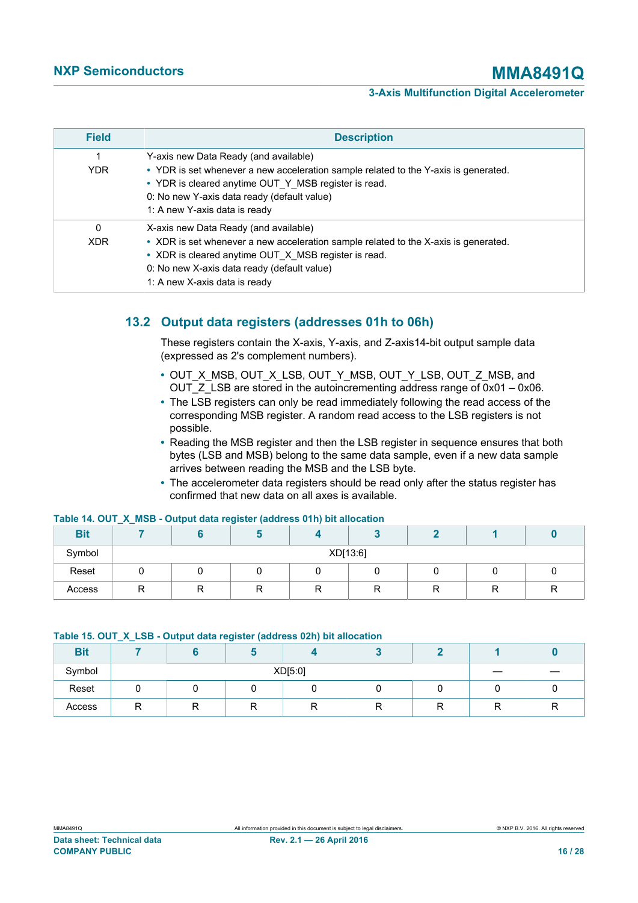| Field | Description |
|---|---|
| 1<br>YDR | Y-axis new Data Ready (and available)<br>• YDR is set whenever a new acceleration sample related to the Y-axis is generated.<br>• YDR is cleared anytime OUT_Y_MSB register is read.<br>0: No new Y-axis data ready (default value)<br>1: A new Y-axis data is ready |
| 0<br>XDR | X-axis new Data Ready (and available)<br>• XDR is set whenever a new acceleration sample related to the X-axis is generated.<br>• XDR is cleared anytime OUT_X_MSB register is read.<br>0: No new X-axis data ready (default value)<br>1: A new X-axis data is ready |

## 13.2 Output data registers (addresses 01h to 06h)

These registers contain the X-axis, Y-axis, and Z-axis14-bit output sample data (expressed as 2's complement numbers).

- OUT_X_MSB, OUT_X_LSB, OUT_Y_MSB, OUT_Y_LSB, OUT_Z_MSB, and OUT_Z_LSB are stored in the autoincrementing address range of 0x01 – 0x06.
- The LSB registers can only be read immediately following the read access of the corresponding MSB register. A random read access to the LSB registers is not possible.
- Reading the MSB register and then the LSB register in sequence ensures that both bytes (LSB and MSB) belong to the same data sample, even if a new data sample arrives between reading the MSB and the LSB byte.
- The accelerometer data registers should be read only after the status register has confirmed that new data on all axes is available.

**Table 14. OUT_X_MSB - Output data register (address 01h) bit allocation**

| Bit | 7 | 6 | 5 | 4 | 3 | 2 | 1 | 0 |
|---|---|---|---|---|---|---|---|---|
| Symbol | XD[13:6] | | | | | | | |
| Reset | 0 | 0 | 0 | 0 | 0 | 0 | 0 | 0 |
| Access | R | R | R | R | R | R | R | R |

**Table 15. OUT_X_LSB - Output data register (address 02h) bit allocation**

| Bit | 7 | 6 | 5 | 4 | 3 | 2 | 1 | 0 |
|---|---|---|---|---|---|---|---|---|
| Symbol | XD[5:0] | | | | | | — | — |
| Reset | 0 | 0 | 0 | 0 | 0 | 0 | 0 | 0 |
| Access | R | R | R | R | R | R | R | R |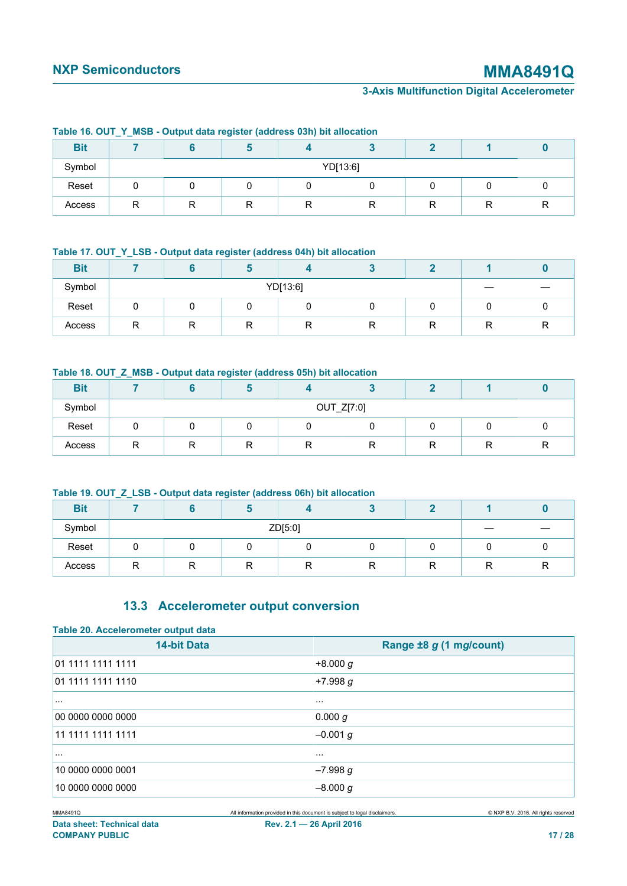**Table 16. OUT_Y_MSB - Output data register (address 03h) bit allocation**

| Bit | 7 | 6 | 5 | 4 | 3 | 2 | 1 | 0 |
|---|---|---|---|---|---|---|---|---|
| Symbol | YD[13:6] | | | | | | | |
| Reset | 0 | 0 | 0 | 0 | 0 | 0 | 0 | 0 |
| Access | R | R | R | R | R | R | R | R |

**Table 17. OUT_Y_LSB - Output data register (address 04h) bit allocation**

| Bit | 7 | 6 | 5 | 4 | 3 | 2 | 1 | 0 |
|---|---|---|---|---|---|---|---|---|
| Symbol | YD[13:6] | | | | | | — | — |
| Reset | 0 | 0 | 0 | 0 | 0 | 0 | 0 | 0 |
| Access | R | R | R | R | R | R | R | R |

**Table 18. OUT_Z_MSB - Output data register (address 05h) bit allocation**

| Bit | 7 | 6 | 5 | 4 | 3 | 2 | 1 | 0 |
|---|---|---|---|---|---|---|---|---|
| Symbol | OUT_Z[7:0] | | | | | | | |
| Reset | 0 | 0 | 0 | 0 | 0 | 0 | 0 | 0 |
| Access | R | R | R | R | R | R | R | R |

**Table 19. OUT_Z_LSB - Output data register (address 06h) bit allocation**

| Bit | 7 | 6 | 5 | 4 | 3 | 2 | 1 | 0 |
|---|---|---|---|---|---|---|---|---|
| Symbol | ZD[5:0] | | | | | | — | — |
| Reset | 0 | 0 | 0 | 0 | 0 | 0 | 0 | 0 |
| Access | R | R | R | R | R | R | R | R |

## 13.3 Accelerometer output conversion

**Table 20. Accelerometer output data**

| 14-bit Data | Range ±8 *g* (1 m*g*/count) |
|---|---|
| 01 1111 1111 1111 | +8.000 *g* |
| 01 1111 1111 1110 | +7.998 *g* |
| ... | ... |
| 00 0000 0000 0000 | 0.000 *g* |
| 11 1111 1111 1111 | –0.001 *g* |
| ... | ... |
| 10 0000 0000 0001 | –7.998 *g* |
| 10 0000 0000 0000 | –8.000 *g* |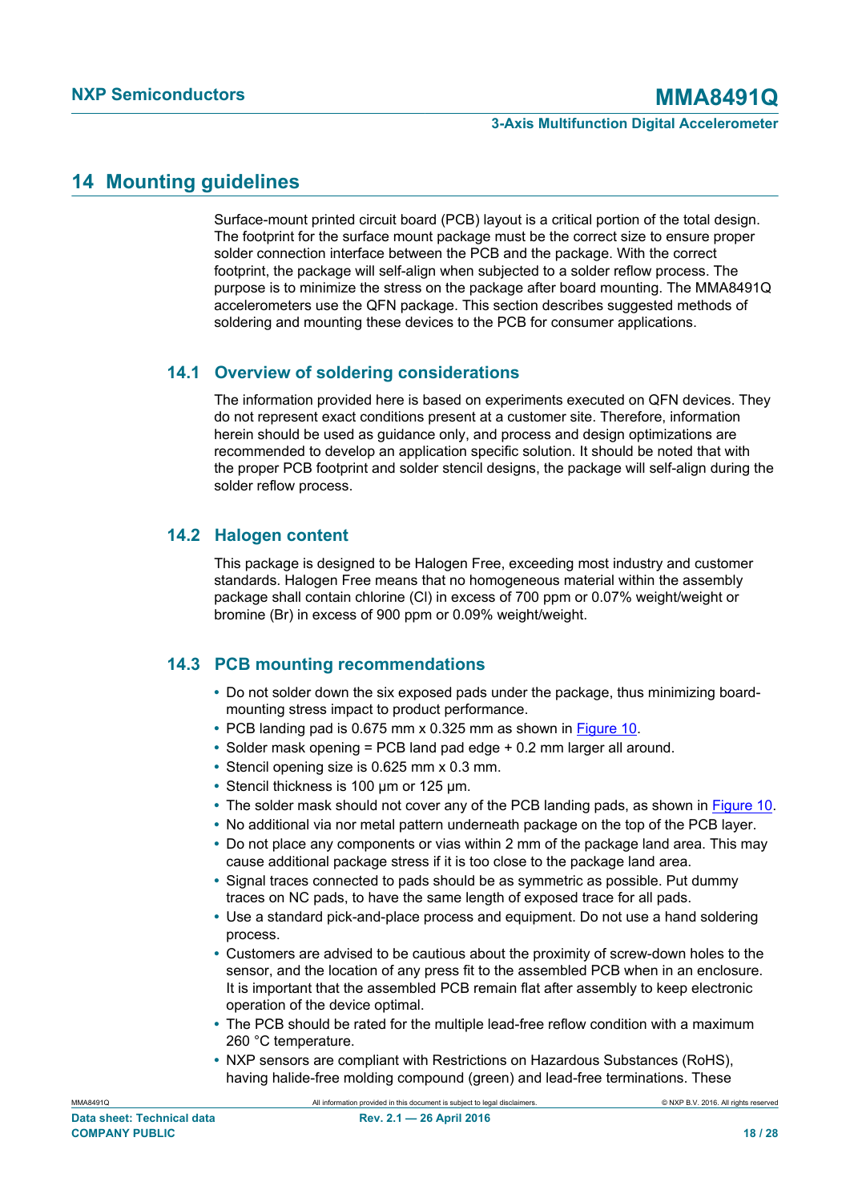# 14 Mounting guidelines

Surface-mount printed circuit board (PCB) layout is a critical portion of the total design. The footprint for the surface mount package must be the correct size to ensure proper solder connection interface between the PCB and the package. With the correct footprint, the package will self-align when subjected to a solder reflow process. The purpose is to minimize the stress on the package after board mounting. The MMA8491Q accelerometers use the QFN package. This section describes suggested methods of soldering and mounting these devices to the PCB for consumer applications.

## 14.1 Overview of soldering considerations

The information provided here is based on experiments executed on QFN devices. They do not represent exact conditions present at a customer site. Therefore, information herein should be used as guidance only, and process and design optimizations are recommended to develop an application specific solution. It should be noted that with the proper PCB footprint and solder stencil designs, the package will self-align during the solder reflow process.

## 14.2 Halogen content

This package is designed to be Halogen Free, exceeding most industry and customer standards. Halogen Free means that no homogeneous material within the assembly package shall contain chlorine (Cl) in excess of 700 ppm or 0.07% weight/weight or bromine (Br) in excess of 900 ppm or 0.09% weight/weight.

## 14.3 PCB mounting recommendations

- Do not solder down the six exposed pads under the package, thus minimizing board-mounting stress impact to product performance.
- PCB landing pad is 0.675 mm x 0.325 mm as shown in Figure 10.
- Solder mask opening = PCB land pad edge + 0.2 mm larger all around.
- Stencil opening size is 0.625 mm x 0.3 mm.
- Stencil thickness is 100 μm or 125 μm.
- The solder mask should not cover any of the PCB landing pads, as shown in Figure 10.
- No additional via nor metal pattern underneath package on the top of the PCB layer.
- Do not place any components or vias within 2 mm of the package land area. This may cause additional package stress if it is too close to the package land area.
- Signal traces connected to pads should be as symmetric as possible. Put dummy traces on NC pads, to have the same length of exposed trace for all pads.
- Use a standard pick-and-place process and equipment. Do not use a hand soldering process.
- Customers are advised to be cautious about the proximity of screw-down holes to the sensor, and the location of any press fit to the assembled PCB when in an enclosure. It is important that the assembled PCB remain flat after assembly to keep electronic operation of the device optimal.
- The PCB should be rated for the multiple lead-free reflow condition with a maximum 260 °C temperature.
- NXP sensors are compliant with Restrictions on Hazardous Substances (RoHS), having halide-free molding compound (green) and lead-free terminations. These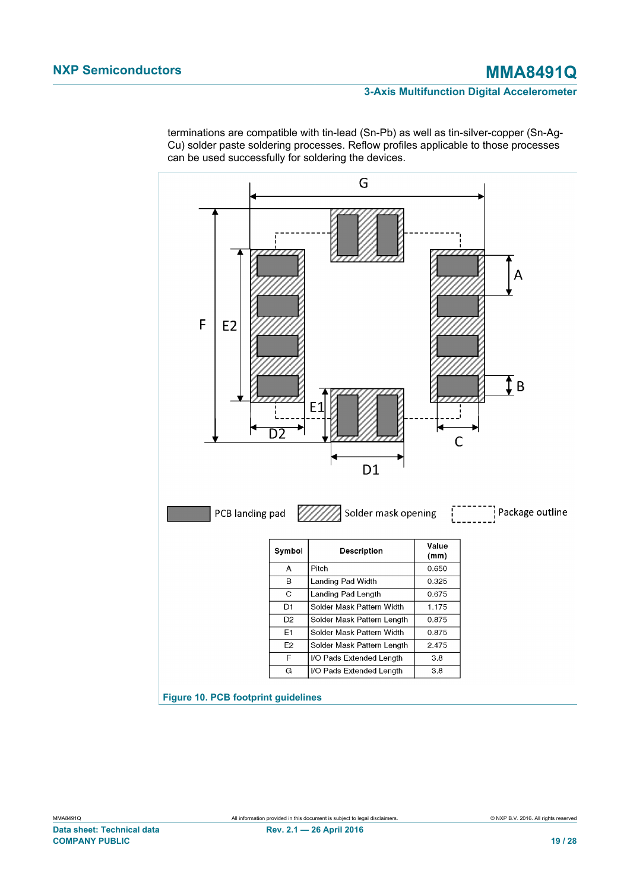terminations are compatible with tin-lead (Sn-Pb) as well as tin-silver-copper (Sn-Ag-Cu) solder paste soldering processes. Reflow profiles applicable to those processes can be used successfully for soldering the devices.

| Symbol | Description | Value (mm) |
|---|---|---|
| A | Pitch | 0.650 |
| B | Landing Pad Width | 0.325 |
| C | Landing Pad Length | 0.675 |
| D1 | Solder Mask Pattern Width | 1.175 |
| D2 | Solder Mask Pattern Length | 0.875 |
| E1 | Solder Mask Pattern Width | 0.875 |
| E2 | Solder Mask Pattern Length | 2.475 |
| F | I/O Pads Extended Length | 3.8 |
| G | I/O Pads Extended Length | 3.8 |

**Figure 10. PCB footprint guidelines**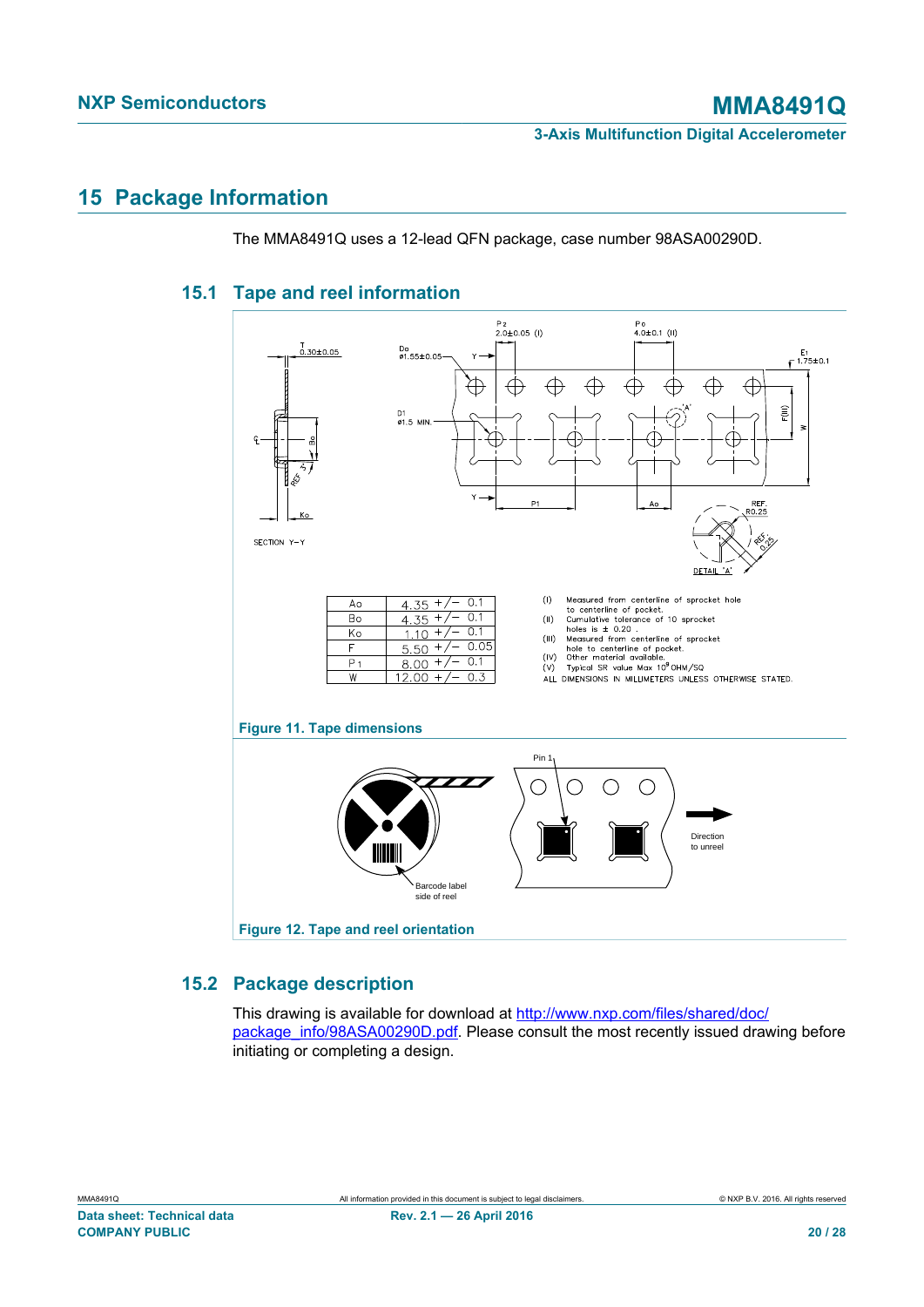# 15 Package Information

The MMA8491Q uses a 12-lead QFN package, case number 98ASA00290D.

## 15.1 Tape and reel information

| Ao | 4.35 +/− 0.1 |
|---|---|
| Bo | 4.35 +/− 0.1 |
| Ko | 1.10 +/− 0.1 |
| F | 5.50 +/− 0.05 |
| P1 | 8.00 +/− 0.1 |
| W | 12.00 +/− 0.3 |

(I) Measured from centerline of sprocket hole to centerline of pocket.
(II) Cumulative tolerance of 10 sprocket holes is ± 0.20 .
(III) Measured from centerline of sprocket hole to centerline of pocket.
(IV) Other material available.
(V) Typical SR value Max $10^9$ OHM/SQ
ALL DIMENSIONS IN MILLIMETERS UNLESS OTHERWISE STATED.

Figure 11. Tape dimensions

Figure 12. Tape and reel orientation

## 15.2 Package description

This drawing is available for download at http://www.nxp.com/files/shared/doc/package_info/98ASA00290D.pdf. Please consult the most recently issued drawing before initiating or completing a design.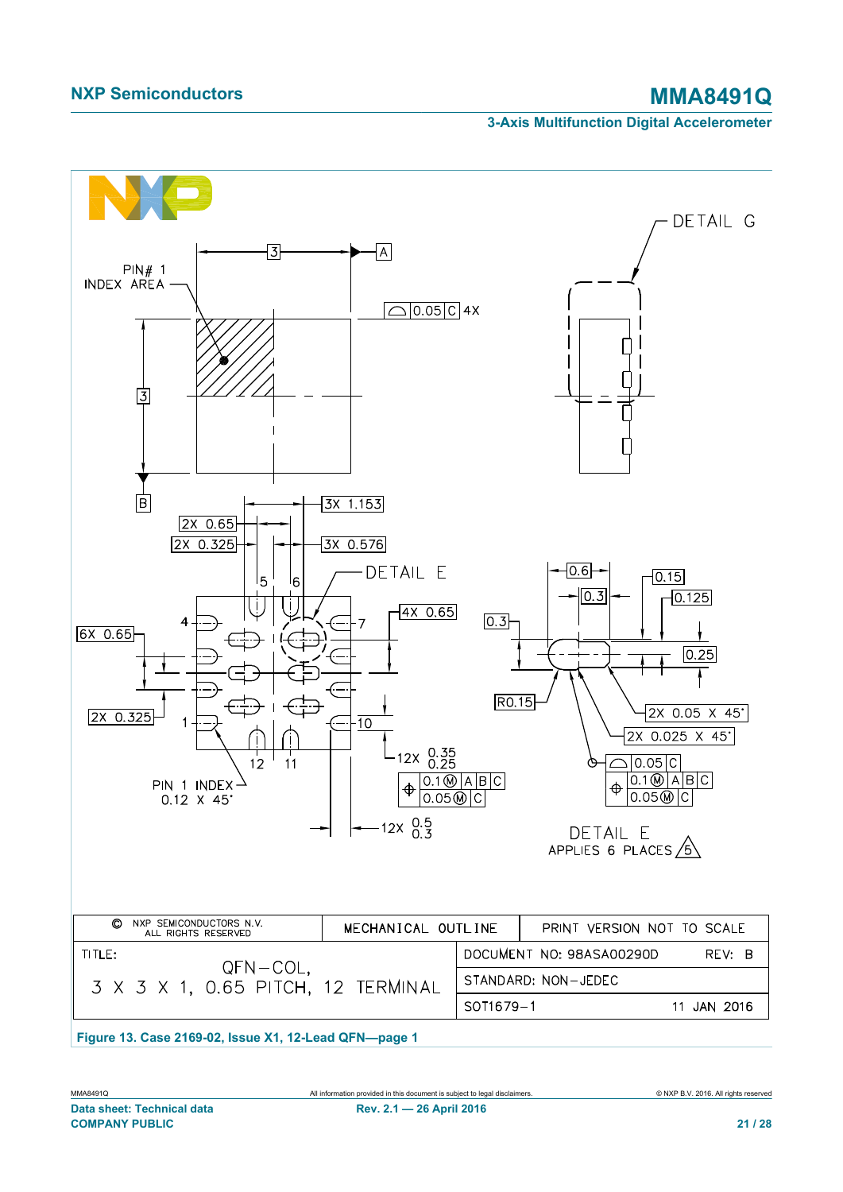Figure 13. Case 2169-02, Issue X1, 12-Lead QFN—page 1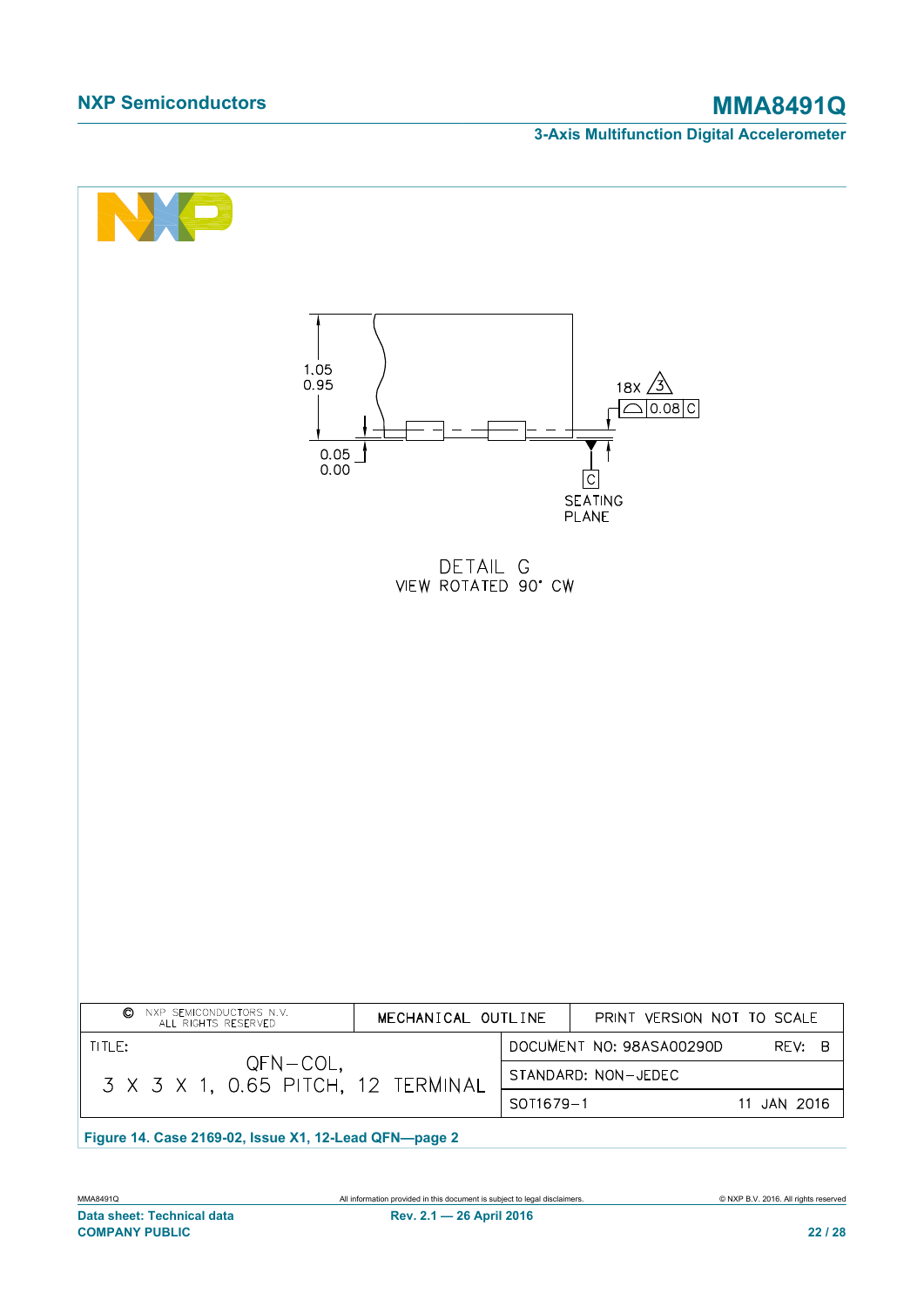1.05
0.95

0.05
0.00

18X 3

0.08 C

C

SEATING
PLANE

DETAIL G
VIEW ROTATED 90° CW

| © NXP SEMICONDUCTORS N.V. ALL RIGHTS RESERVED | MECHANICAL OUTLINE | PRINT VERSION NOT TO SCALE |
|---|---|---|
| TITLE: QFN–COL, 3 X 3 X 1, 0.65 PITCH, 12 TERMINAL | DOCUMENT NO: 98ASA00290D | REV: B |
| | STANDARD: NON–JEDEC | |
| | SOT1679–1 | 11 JAN 2016 |

**Figure 14. Case 2169-02, Issue X1, 12-Lead QFN—page 2**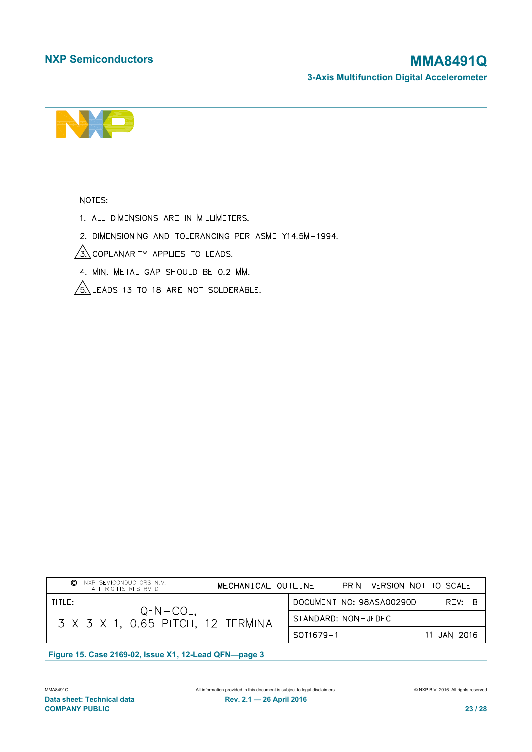NOTES:

1. ALL DIMENSIONS ARE IN MILLIMETERS.
2. DIMENSIONING AND TOLERANCING PER ASME Y14.5M-1994.
3. COPLANARITY APPLIES TO LEADS.
4. MIN. METAL GAP SHOULD BE 0.2 MM.
5. LEADS 13 TO 18 ARE NOT SOLDERABLE.

| © NXP SEMICONDUCTORS N.V. ALL RIGHTS RESERVED | MECHANICAL OUTLINE | PRINT VERSION NOT TO SCALE |
|---|---|---|
| TITLE: QFN-COL, 3 X 3 X 1, 0.65 PITCH, 12 TERMINAL | | DOCUMENT NO: 98ASA00290D REV: B |
| | | STANDARD: NON-JEDEC |
| | | SOT1679-1 11 JAN 2016 |

Figure 15. Case 2169-02, Issue X1, 12-Lead QFN—page 3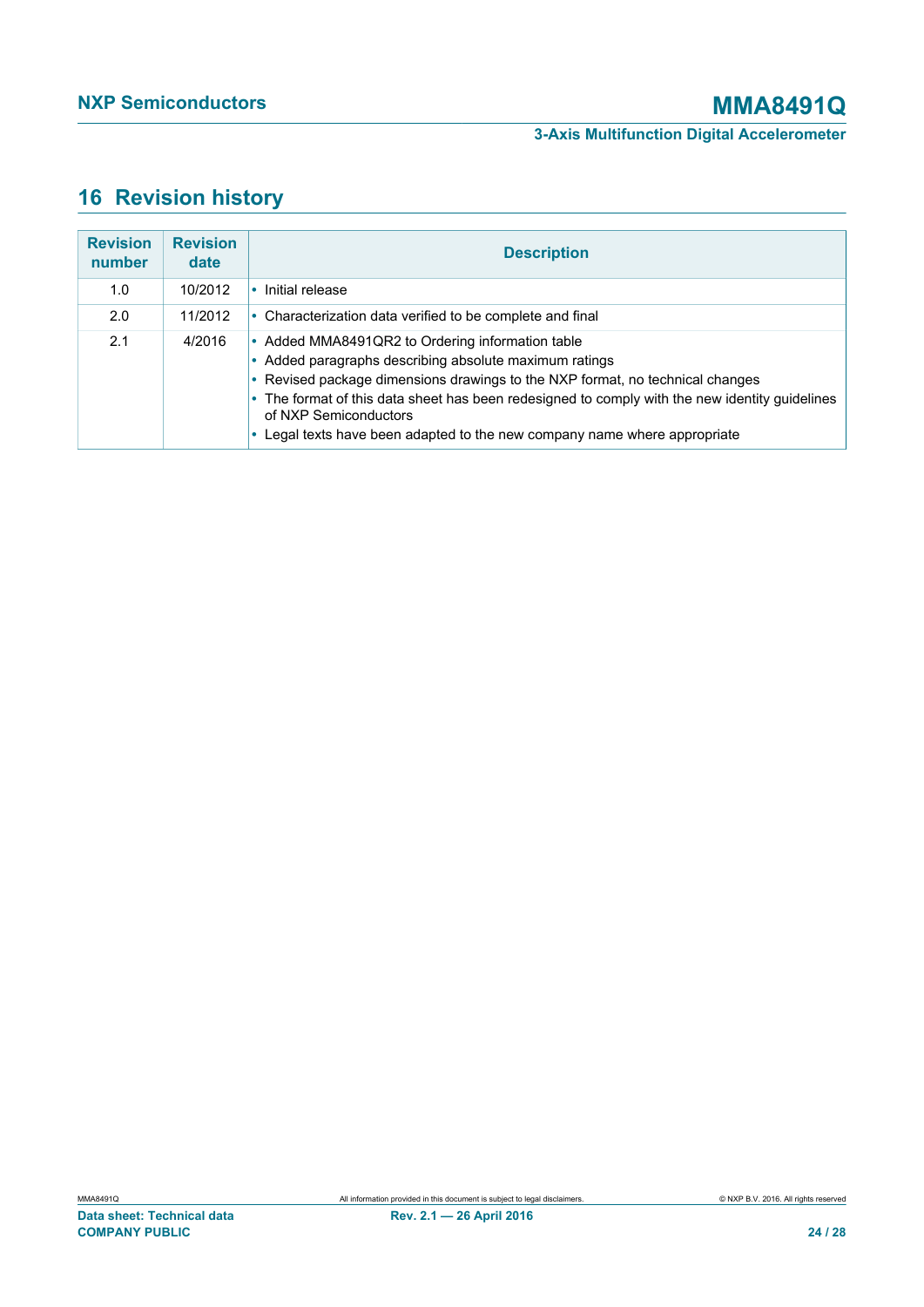## 16 Revision history

| Revision number | Revision date | Description |
|---|---|---|
| 1.0 | 10/2012 | • Initial release |
| 2.0 | 11/2012 | • Characterization data verified to be complete and final |
| 2.1 | 4/2016 | • Added MMA8491QR2 to Ordering information table<br>• Added paragraphs describing absolute maximum ratings<br>• Revised package dimensions drawings to the NXP format, no technical changes<br>• The format of this data sheet has been redesigned to comply with the new identity guidelines of NXP Semiconductors<br>• Legal texts have been adapted to the new company name where appropriate |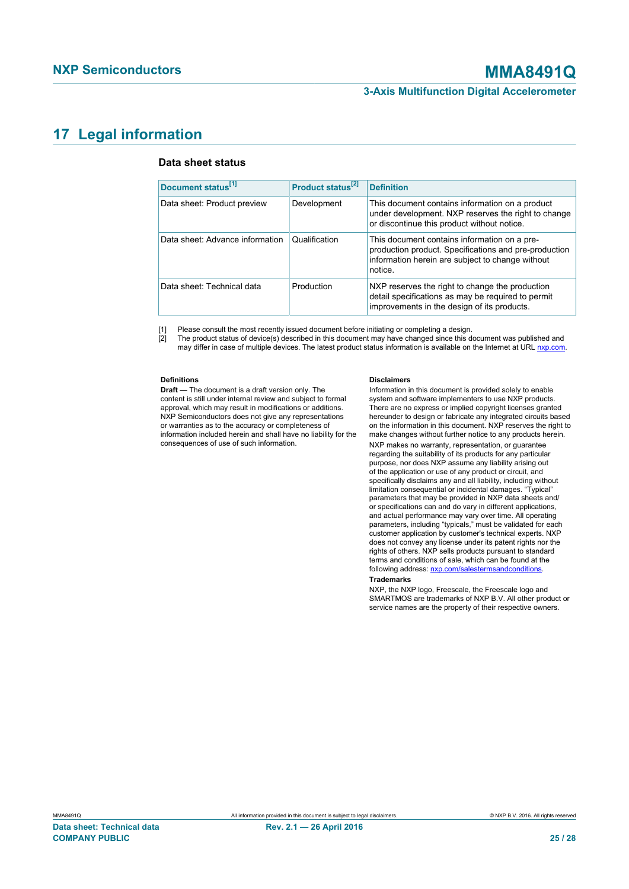# 17 Legal information

### Data sheet status

| Document status[1] | Product status[2] | Definition |
|---|---|---|
| Data sheet: Product preview | Development | This document contains information on a product under development. NXP reserves the right to change or discontinue this product without notice. |
| Data sheet: Advance information | Qualification | This document contains information on a pre-production product. Specifications and pre-production information herein are subject to change without notice. |
| Data sheet: Technical data | Production | NXP reserves the right to change the production detail specifications as may be required to permit improvements in the design of its products. |

[1] Please consult the most recently issued document before initiating or completing a design.
[2] The product status of device(s) described in this document may have changed since this document was published and may differ in case of multiple devices. The latest product status information is available on the Internet at URL nxp.com.

#### Definitions

**Draft —** The document is a draft version only. The content is still under internal review and subject to formal approval, which may result in modifications or additions. NXP Semiconductors does not give any representations or warranties as to the accuracy or completeness of information included herein and shall have no liability for the consequences of use of such information.

#### Disclaimers

Information in this document is provided solely to enable system and software implementers to use NXP products. There are no express or implied copyright licenses granted hereunder to design or fabricate any integrated circuits based on the information in this document. NXP reserves the right to make changes without further notice to any products herein.

NXP makes no warranty, representation, or guarantee regarding the suitability of its products for any particular purpose, nor does NXP assume any liability arising out of the application or use of any product or circuit, and specifically disclaims any and all liability, including without limitation consequential or incidental damages. "Typical" parameters that may be provided in NXP data sheets and/ or specifications can and do vary in different applications, and actual performance may vary over time. All operating parameters, including "typicals," must be validated for each customer application by customer's technical experts. NXP does not convey any license under its patent rights nor the rights of others. NXP sells products pursuant to standard terms and conditions of sale, which can be found at the following address: nxp.com/salestermsandconditions.

#### Trademarks

NXP, the NXP logo, Freescale, the Freescale logo and SMARTMOS are trademarks of NXP B.V. All other product or service names are the property of their respective owners.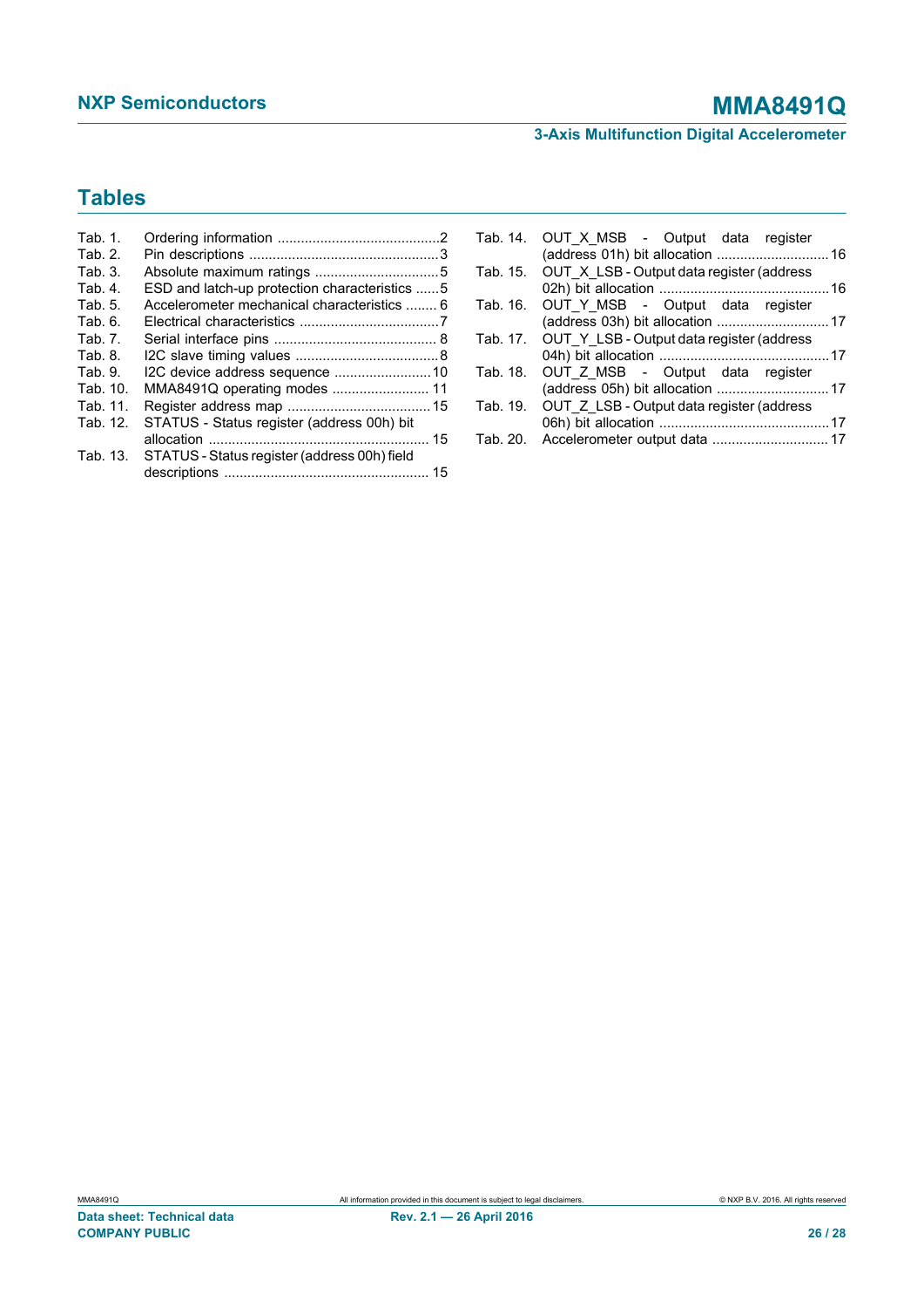## Tables

Tab. 1. Ordering information ..........................................2
Tab. 2. Pin descriptions .................................................3
Tab. 3. Absolute maximum ratings ................................5
Tab. 4. ESD and latch-up protection characteristics ......5
Tab. 5. Accelerometer mechanical characteristics ........ 6
Tab. 6. Electrical characteristics ....................................7
Tab. 7. Serial interface pins .......................................... 8
Tab. 8. I2C slave timing values .....................................8
Tab. 9. I2C device address sequence .........................10
Tab. 10. MMA8491Q operating modes ......................... 11
Tab. 11. Register address map ..................................... 15
Tab. 12. STATUS - Status register (address 00h) bit allocation ........................................................ 15
Tab. 13. STATUS - Status register (address 00h) field descriptions .................................................... 15
Tab. 14. OUT_X_MSB - Output data register (address 01h) bit allocation ............................16
Tab. 15. OUT_X_LSB - Output data register (address 02h) bit allocation ............................................16
Tab. 16. OUT_Y_MSB - Output data register (address 03h) bit allocation ............................17
Tab. 17. OUT_Y_LSB - Output data register (address 04h) bit allocation ............................................17
Tab. 18. OUT_Z_MSB - Output data register (address 05h) bit allocation ............................17
Tab. 19. OUT_Z_LSB - Output data register (address 06h) bit allocation ............................................17
Tab. 20. Accelerometer output data .............................17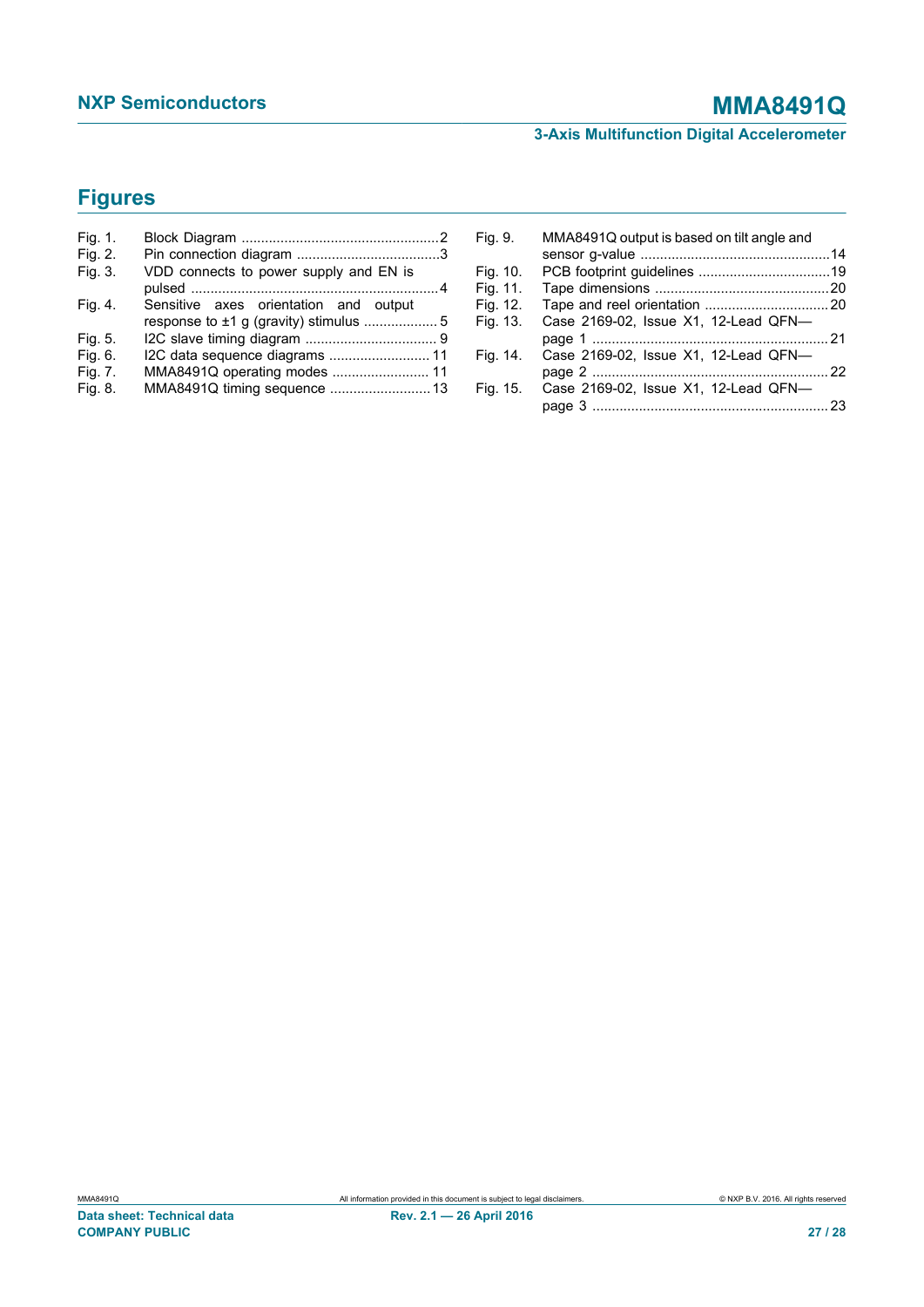## Figures

- Fig. 1. Block Diagram ...................................................2
- Fig. 2. Pin connection diagram .....................................3
- Fig. 3. VDD connects to power supply and EN is pulsed ................................................................4
- Fig. 4. Sensitive axes orientation and output response to ±1 g (gravity) stimulus ................... 5
- Fig. 5. I2C slave timing diagram .................................. 9
- Fig. 6. I2C data sequence diagrams .......................... 11
- Fig. 7. MMA8491Q operating modes ......................... 11
- Fig. 8. MMA8491Q timing sequence .......................... 13
- Fig. 9. MMA8491Q output is based on tilt angle and sensor g-value .................................................14
- Fig. 10. PCB footprint guidelines ..................................19
- Fig. 11. Tape dimensions .............................................20
- Fig. 12. Tape and reel orientation ................................20
- Fig. 13. Case 2169-02, Issue X1, 12-Lead QFN—page 1 .............................................................21
- Fig. 14. Case 2169-02, Issue X1, 12-Lead QFN—page 2 .............................................................22
- Fig. 15. Case 2169-02, Issue X1, 12-Lead QFN—page 3 .............................................................23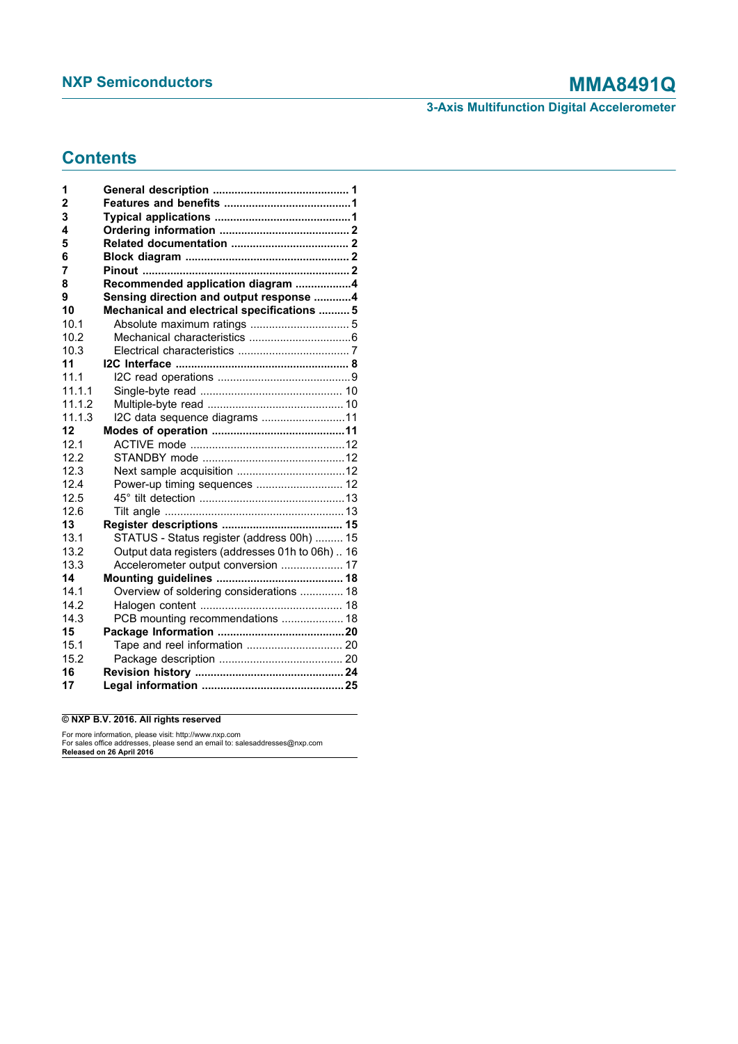## Contents

| | | |
|---|---|---|
| **1** | **General description** | **1** |
| **2** | **Features and benefits** | **1** |
| **3** | **Typical applications** | **1** |
| **4** | **Ordering information** | **2** |
| **5** | **Related documentation** | **2** |
| **6** | **Block diagram** | **2** |
| **7** | **Pinout** | **2** |
| **8** | **Recommended application diagram** | **4** |
| **9** | **Sensing direction and output response** | **4** |
| **10** | **Mechanical and electrical specifications** | **5** |
| 10.1 | Absolute maximum ratings | 5 |
| 10.2 | Mechanical characteristics | 6 |
| 10.3 | Electrical characteristics | 7 |
| **11** | **I2C Interface** | **8** |
| 11.1 | I2C read operations | 9 |
| 11.1.1 | Single-byte read | 10 |
| 11.1.2 | Multiple-byte read | 10 |
| 11.1.3 | I2C data sequence diagrams | 11 |
| **12** | **Modes of operation** | **11** |
| 12.1 | ACTIVE mode | 12 |
| 12.2 | STANDBY mode | 12 |
| 12.3 | Next sample acquisition | 12 |
| 12.4 | Power-up timing sequences | 12 |
| 12.5 | 45° tilt detection | 13 |
| 12.6 | Tilt angle | 13 |
| **13** | **Register descriptions** | **15** |
| 13.1 | STATUS - Status register (address 00h) | 15 |
| 13.2 | Output data registers (addresses 01h to 06h) | 16 |
| 13.3 | Accelerometer output conversion | 17 |
| **14** | **Mounting guidelines** | **18** |
| 14.1 | Overview of soldering considerations | 18 |
| 14.2 | Halogen content | 18 |
| 14.3 | PCB mounting recommendations | 18 |
| **15** | **Package Information** | **20** |
| 15.1 | Tape and reel information | 20 |
| 15.2 | Package description | 20 |
| **16** | **Revision history** | **24** |
| **17** | **Legal information** | **25** |

**© NXP B.V. 2016. All rights reserved**

For more information, please visit: http://www.nxp.com
For sales office addresses, please send an email to: salesaddresses@nxp.com
**Released on 26 April 2016**